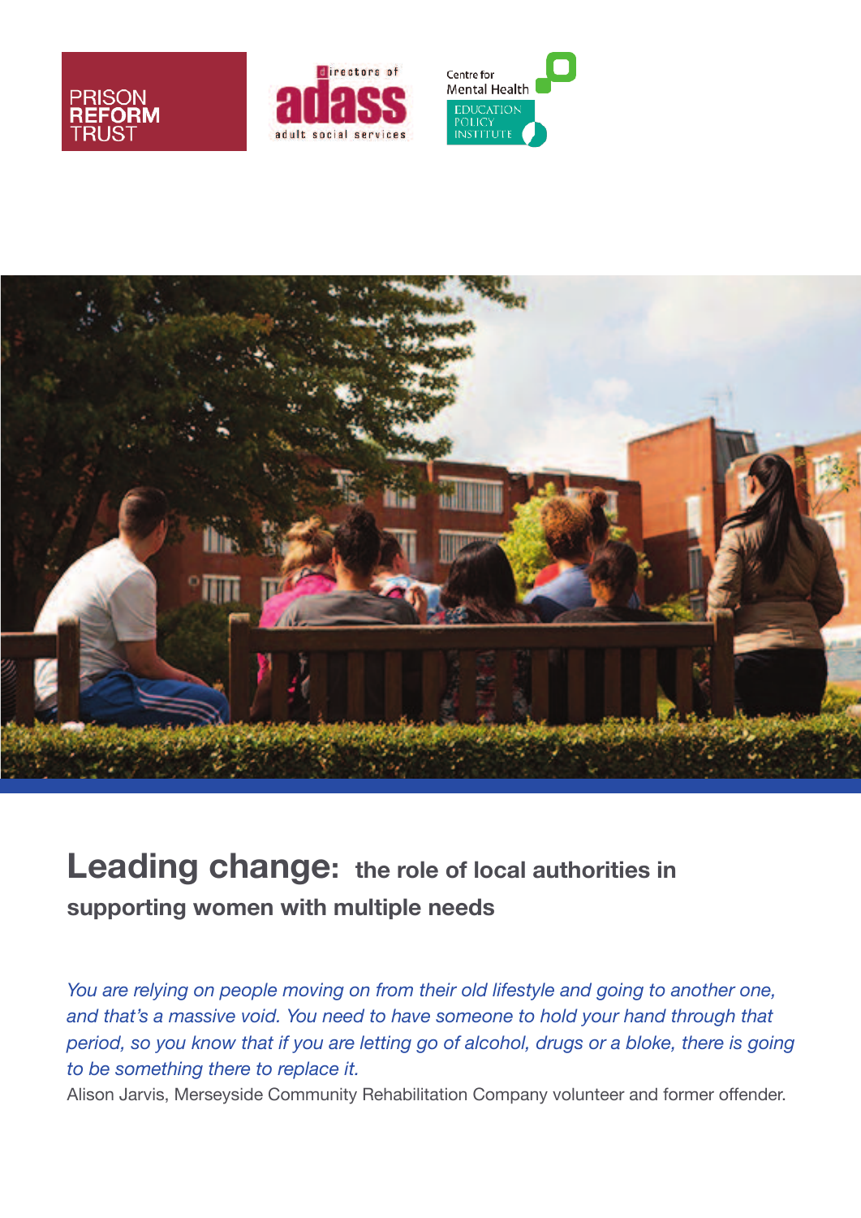# Leading change: the role of local authorities in supporting women with multiple needs

*You are relying on people moving on from their old lifestyle and going to another one, and that's a massive void. You need to have someone to hold your hand through that period, so you know that if you are letting go of alcohol, drugs or a bloke, there is going to be something there to replace it.*

Alison Jarvis, Merseyside Community Rehabilitation Company volunteer and former offender.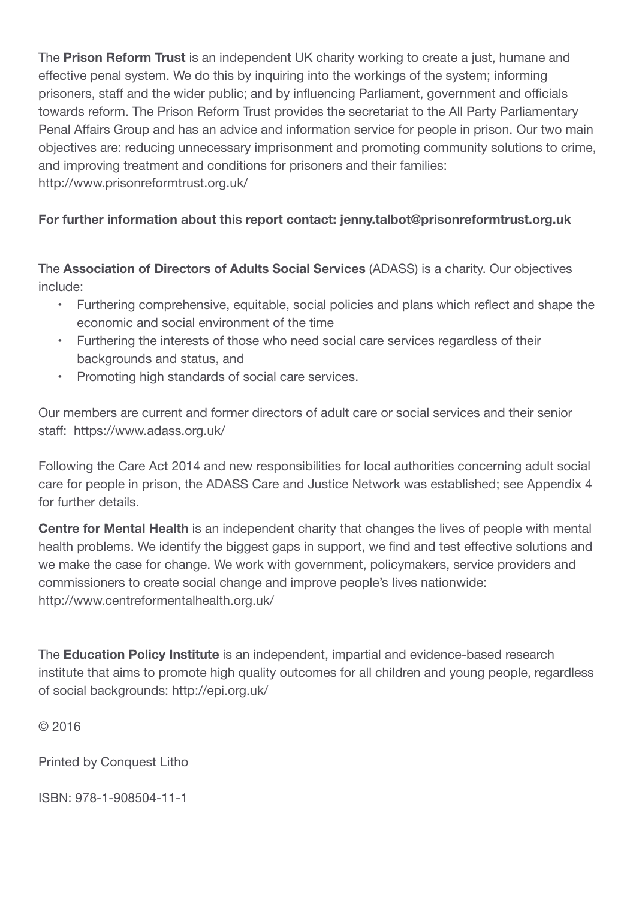The **Prison Reform Trust** is an independent UK charity working to create a just, humane and effective penal system. We do this by inquiring into the workings of the system; informing prisoners, staff and the wider public; and by influencing Parliament, government and officials towards reform. The Prison Reform Trust provides the secretariat to the All Party Parliamentary Penal Affairs Group and has an advice and information service for people in prison. Our two main objectives are: reducing unnecessary imprisonment and promoting community solutions to crime, and improving treatment and conditions for prisoners and their families: http://www.prisonreformtrust.org.uk/

**For further information about this report contact: jenny.talbot@prisonreformtrust.org.uk**

The **Association of Directors of Adults Social Services** (ADASS) is a charity. Our objectives include:

- Furthering comprehensive, equitable, social policies and plans which reflect and shape the economic and social environment of the time
- Furthering the interests of those who need social care services regardless of their backgrounds and status, and
- Promoting high standards of social care services.

Our members are current and former directors of adult care or social services and their senior staff: https://www.adass.org.uk/

Following the Care Act 2014 and new responsibilities for local authorities concerning adult social care for people in prison, the ADASS Care and Justice Network was established; see Appendix 4 for further details.

**Centre for Mental Health** is an independent charity that changes the lives of people with mental health problems. We identify the biggest gaps in support, we find and test effective solutions and we make the case for change. We work with government, policymakers, service providers and commissioners to create social change and improve people's lives nationwide: http://www.centreformentalhealth.org.uk/

The **Education Policy Institute** is an independent, impartial and evidence-based research institute that aims to promote high quality outcomes for all children and young people, regardless of social backgrounds: http://epi.org.uk/

© 2016

Printed by Conquest Litho

ISBN: 978-1-908504-11-1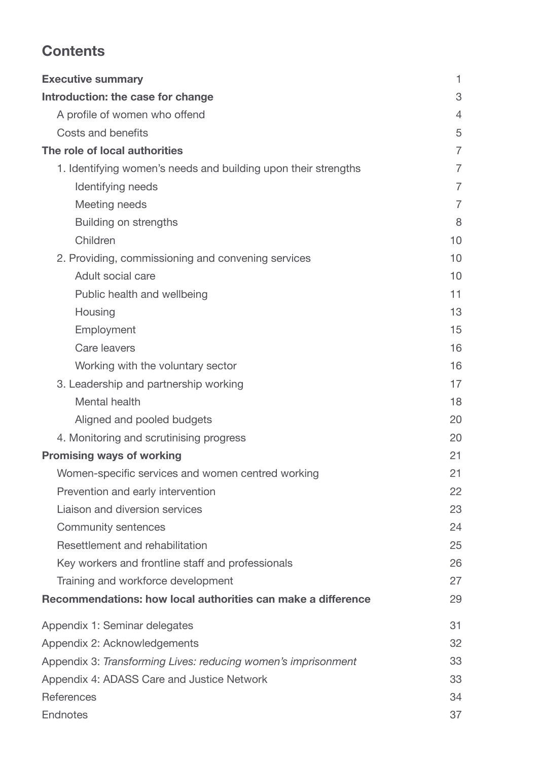## Contents

| | |
|---|---|
| **Executive summary** | 1 |
| **Introduction: the case for change** | 3 |
| A profile of women who offend | 4 |
| Costs and benefits | 5 |
| **The role of local authorities** | 7 |
| 1. Identifying women's needs and building upon their strengths | 7 |
| Identifying needs | 7 |
| Meeting needs | 7 |
| Building on strengths | 8 |
| Children | 10 |
| 2. Providing, commissioning and convening services | 10 |
| Adult social care | 10 |
| Public health and wellbeing | 11 |
| Housing | 13 |
| Employment | 15 |
| Care leavers | 16 |
| Working with the voluntary sector | 16 |
| 3. Leadership and partnership working | 17 |
| Mental health | 18 |
| Aligned and pooled budgets | 20 |
| 4. Monitoring and scrutinising progress | 20 |
| **Promising ways of working** | 21 |
| Women-specific services and women centred working | 21 |
| Prevention and early intervention | 22 |
| Liaison and diversion services | 23 |
| Community sentences | 24 |
| Resettlement and rehabilitation | 25 |
| Key workers and frontline staff and professionals | 26 |
| Training and workforce development | 27 |
| **Recommendations: how local authorities can make a difference** | 29 |
| Appendix 1: Seminar delegates | 31 |
| Appendix 2: Acknowledgements | 32 |
| Appendix 3: *Transforming Lives: reducing women's imprisonment* | 33 |
| Appendix 4: ADASS Care and Justice Network | 33 |
| References | 34 |
| Endnotes | 37 |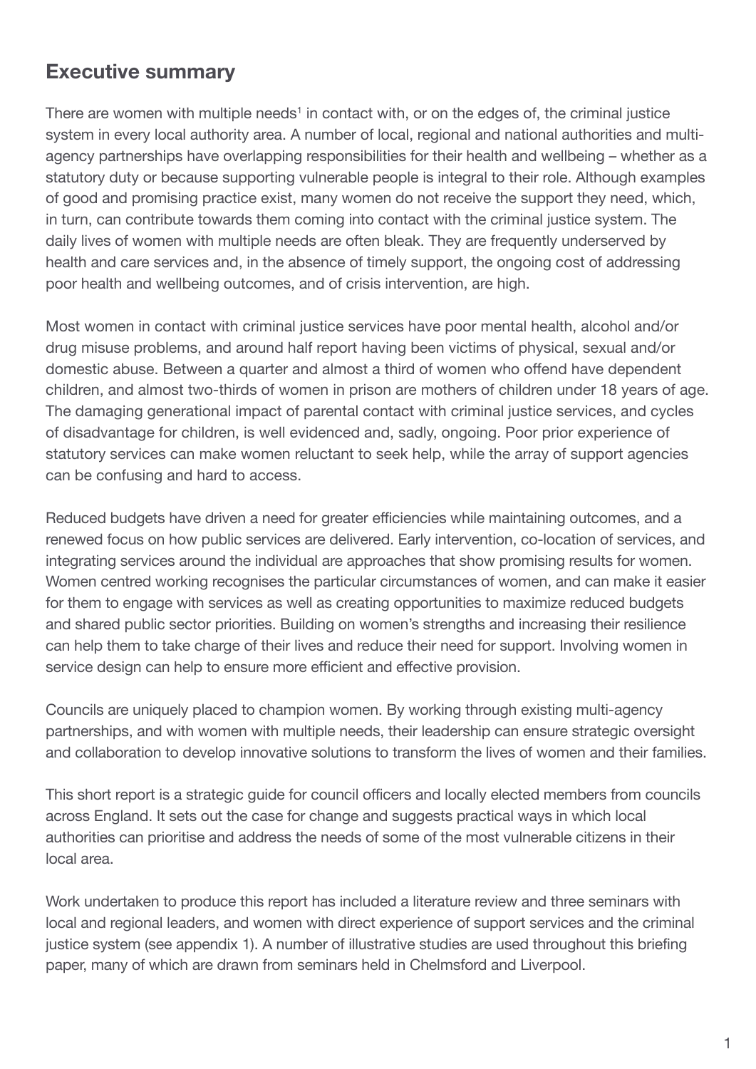## Executive summary

There are women with multiple needs[1] in contact with, or on the edges of, the criminal justice system in every local authority area. A number of local, regional and national authorities and multi-agency partnerships have overlapping responsibilities for their health and wellbeing – whether as a statutory duty or because supporting vulnerable people is integral to their role. Although examples of good and promising practice exist, many women do not receive the support they need, which, in turn, can contribute towards them coming into contact with the criminal justice system. The daily lives of women with multiple needs are often bleak. They are frequently underserved by health and care services and, in the absence of timely support, the ongoing cost of addressing poor health and wellbeing outcomes, and of crisis intervention, are high.

Most women in contact with criminal justice services have poor mental health, alcohol and/or drug misuse problems, and around half report having been victims of physical, sexual and/or domestic abuse. Between a quarter and almost a third of women who offend have dependent children, and almost two-thirds of women in prison are mothers of children under 18 years of age. The damaging generational impact of parental contact with criminal justice services, and cycles of disadvantage for children, is well evidenced and, sadly, ongoing. Poor prior experience of statutory services can make women reluctant to seek help, while the array of support agencies can be confusing and hard to access.

Reduced budgets have driven a need for greater efficiencies while maintaining outcomes, and a renewed focus on how public services are delivered. Early intervention, co-location of services, and integrating services around the individual are approaches that show promising results for women. Women centred working recognises the particular circumstances of women, and can make it easier for them to engage with services as well as creating opportunities to maximize reduced budgets and shared public sector priorities. Building on women's strengths and increasing their resilience can help them to take charge of their lives and reduce their need for support. Involving women in service design can help to ensure more efficient and effective provision.

Councils are uniquely placed to champion women. By working through existing multi-agency partnerships, and with women with multiple needs, their leadership can ensure strategic oversight and collaboration to develop innovative solutions to transform the lives of women and their families.

This short report is a strategic guide for council officers and locally elected members from councils across England. It sets out the case for change and suggests practical ways in which local authorities can prioritise and address the needs of some of the most vulnerable citizens in their local area.

Work undertaken to produce this report has included a literature review and three seminars with local and regional leaders, and women with direct experience of support services and the criminal justice system (see appendix 1). A number of illustrative studies are used throughout this briefing paper, many of which are drawn from seminars held in Chelmsford and Liverpool.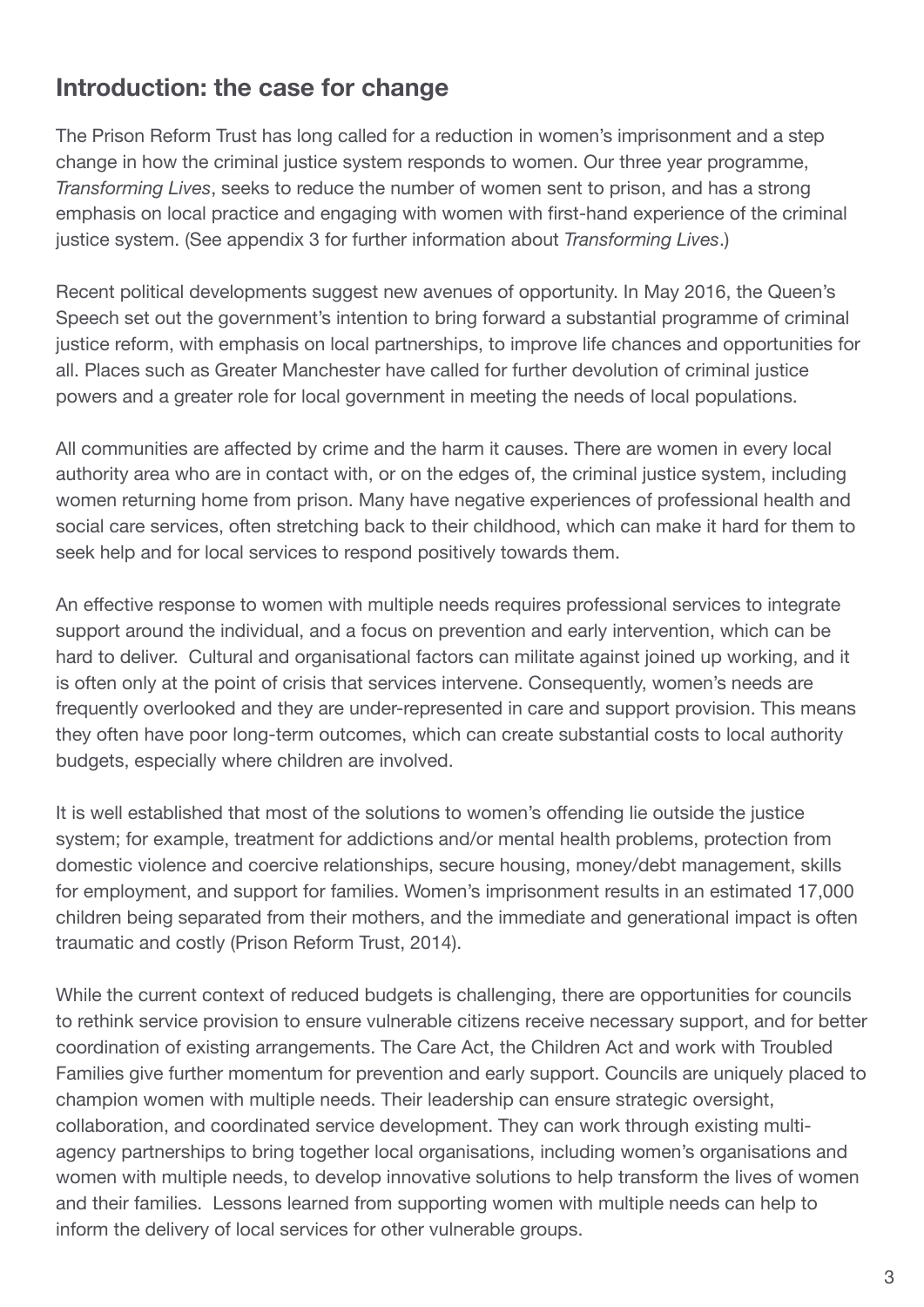## Introduction: the case for change

The Prison Reform Trust has long called for a reduction in women's imprisonment and a step change in how the criminal justice system responds to women. Our three year programme, *Transforming Lives*, seeks to reduce the number of women sent to prison, and has a strong emphasis on local practice and engaging with women with first-hand experience of the criminal justice system. (See appendix 3 for further information about *Transforming Lives*.)

Recent political developments suggest new avenues of opportunity. In May 2016, the Queen's Speech set out the government's intention to bring forward a substantial programme of criminal justice reform, with emphasis on local partnerships, to improve life chances and opportunities for all. Places such as Greater Manchester have called for further devolution of criminal justice powers and a greater role for local government in meeting the needs of local populations.

All communities are affected by crime and the harm it causes. There are women in every local authority area who are in contact with, or on the edges of, the criminal justice system, including women returning home from prison. Many have negative experiences of professional health and social care services, often stretching back to their childhood, which can make it hard for them to seek help and for local services to respond positively towards them.

An effective response to women with multiple needs requires professional services to integrate support around the individual, and a focus on prevention and early intervention, which can be hard to deliver. Cultural and organisational factors can militate against joined up working, and it is often only at the point of crisis that services intervene. Consequently, women's needs are frequently overlooked and they are under-represented in care and support provision. This means they often have poor long-term outcomes, which can create substantial costs to local authority budgets, especially where children are involved.

It is well established that most of the solutions to women's offending lie outside the justice system; for example, treatment for addictions and/or mental health problems, protection from domestic violence and coercive relationships, secure housing, money/debt management, skills for employment, and support for families. Women's imprisonment results in an estimated 17,000 children being separated from their mothers, and the immediate and generational impact is often traumatic and costly (Prison Reform Trust, 2014).

While the current context of reduced budgets is challenging, there are opportunities for councils to rethink service provision to ensure vulnerable citizens receive necessary support, and for better coordination of existing arrangements. The Care Act, the Children Act and work with Troubled Families give further momentum for prevention and early support. Councils are uniquely placed to champion women with multiple needs. Their leadership can ensure strategic oversight, collaboration, and coordinated service development. They can work through existing multi-agency partnerships to bring together local organisations, including women's organisations and women with multiple needs, to develop innovative solutions to help transform the lives of women and their families. Lessons learned from supporting women with multiple needs can help to inform the delivery of local services for other vulnerable groups.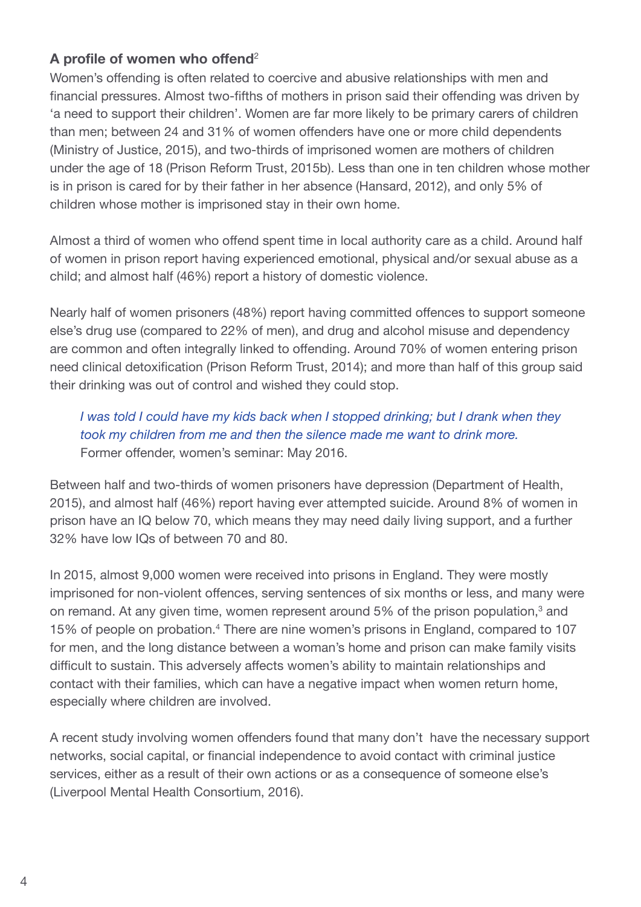### A profile of women who offend[2]

Women's offending is often related to coercive and abusive relationships with men and financial pressures. Almost two-fifths of mothers in prison said their offending was driven by 'a need to support their children'. Women are far more likely to be primary carers of children than men; between 24 and 31% of women offenders have one or more child dependents (Ministry of Justice, 2015), and two-thirds of imprisoned women are mothers of children under the age of 18 (Prison Reform Trust, 2015b). Less than one in ten children whose mother is in prison is cared for by their father in her absence (Hansard, 2012), and only 5% of children whose mother is imprisoned stay in their own home.

Almost a third of women who offend spent time in local authority care as a child. Around half of women in prison report having experienced emotional, physical and/or sexual abuse as a child; and almost half (46%) report a history of domestic violence.

Nearly half of women prisoners (48%) report having committed offences to support someone else's drug use (compared to 22% of men), and drug and alcohol misuse and dependency are common and often integrally linked to offending. Around 70% of women entering prison need clinical detoxification (Prison Reform Trust, 2014); and more than half of this group said their drinking was out of control and wished they could stop.

> *I was told I could have my kids back when I stopped drinking; but I drank when they took my children from me and then the silence made me want to drink more.*
> Former offender, women's seminar: May 2016.

Between half and two-thirds of women prisoners have depression (Department of Health, 2015), and almost half (46%) report having ever attempted suicide. Around 8% of women in prison have an IQ below 70, which means they may need daily living support, and a further 32% have low IQs of between 70 and 80.

In 2015, almost 9,000 women were received into prisons in England. They were mostly imprisoned for non-violent offences, serving sentences of six months or less, and many were on remand. At any given time, women represent around 5% of the prison population,[3] and 15% of people on probation.[4] There are nine women's prisons in England, compared to 107 for men, and the long distance between a woman's home and prison can make family visits difficult to sustain. This adversely affects women's ability to maintain relationships and contact with their families, which can have a negative impact when women return home, especially where children are involved.

A recent study involving women offenders found that many don't have the necessary support networks, social capital, or financial independence to avoid contact with criminal justice services, either as a result of their own actions or as a consequence of someone else's (Liverpool Mental Health Consortium, 2016).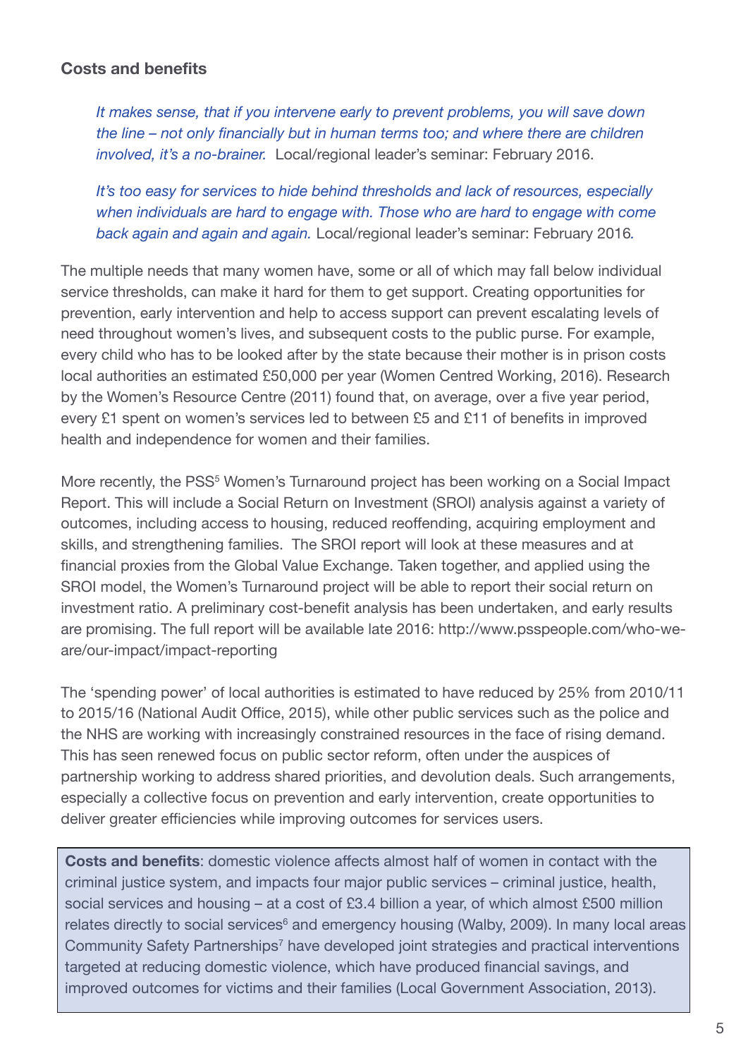### Costs and benefits

> *It makes sense, that if you intervene early to prevent problems, you will save down the line – not only financially but in human terms too; and where there are children involved, it's a no-brainer.* Local/regional leader's seminar: February 2016.

> *It's too easy for services to hide behind thresholds and lack of resources, especially when individuals are hard to engage with. Those who are hard to engage with come back again and again and again.* Local/regional leader's seminar: February 2016.

The multiple needs that many women have, some or all of which may fall below individual service thresholds, can make it hard for them to get support. Creating opportunities for prevention, early intervention and help to access support can prevent escalating levels of need throughout women's lives, and subsequent costs to the public purse. For example, every child who has to be looked after by the state because their mother is in prison costs local authorities an estimated £50,000 per year (Women Centred Working, 2016). Research by the Women's Resource Centre (2011) found that, on average, over a five year period, every £1 spent on women's services led to between £5 and £11 of benefits in improved health and independence for women and their families.

More recently, the PSS[5] Women's Turnaround project has been working on a Social Impact Report. This will include a Social Return on Investment (SROI) analysis against a variety of outcomes, including access to housing, reduced reoffending, acquiring employment and skills, and strengthening families. The SROI report will look at these measures and at financial proxies from the Global Value Exchange. Taken together, and applied using the SROI model, the Women's Turnaround project will be able to report their social return on investment ratio. A preliminary cost-benefit analysis has been undertaken, and early results are promising. The full report will be available late 2016: http://www.psspeople.com/who-we-are/our-impact/impact-reporting

The 'spending power' of local authorities is estimated to have reduced by 25% from 2010/11 to 2015/16 (National Audit Office, 2015), while other public services such as the police and the NHS are working with increasingly constrained resources in the face of rising demand. This has seen renewed focus on public sector reform, often under the auspices of partnership working to address shared priorities, and devolution deals. Such arrangements, especially a collective focus on prevention and early intervention, create opportunities to deliver greater efficiencies while improving outcomes for services users.

**Costs and benefits**: domestic violence affects almost half of women in contact with the criminal justice system, and impacts four major public services – criminal justice, health, social services and housing – at a cost of £3.4 billion a year, of which almost £500 million relates directly to social services[6] and emergency housing (Walby, 2009). In many local areas Community Safety Partnerships[7] have developed joint strategies and practical interventions targeted at reducing domestic violence, which have produced financial savings, and improved outcomes for victims and their families (Local Government Association, 2013).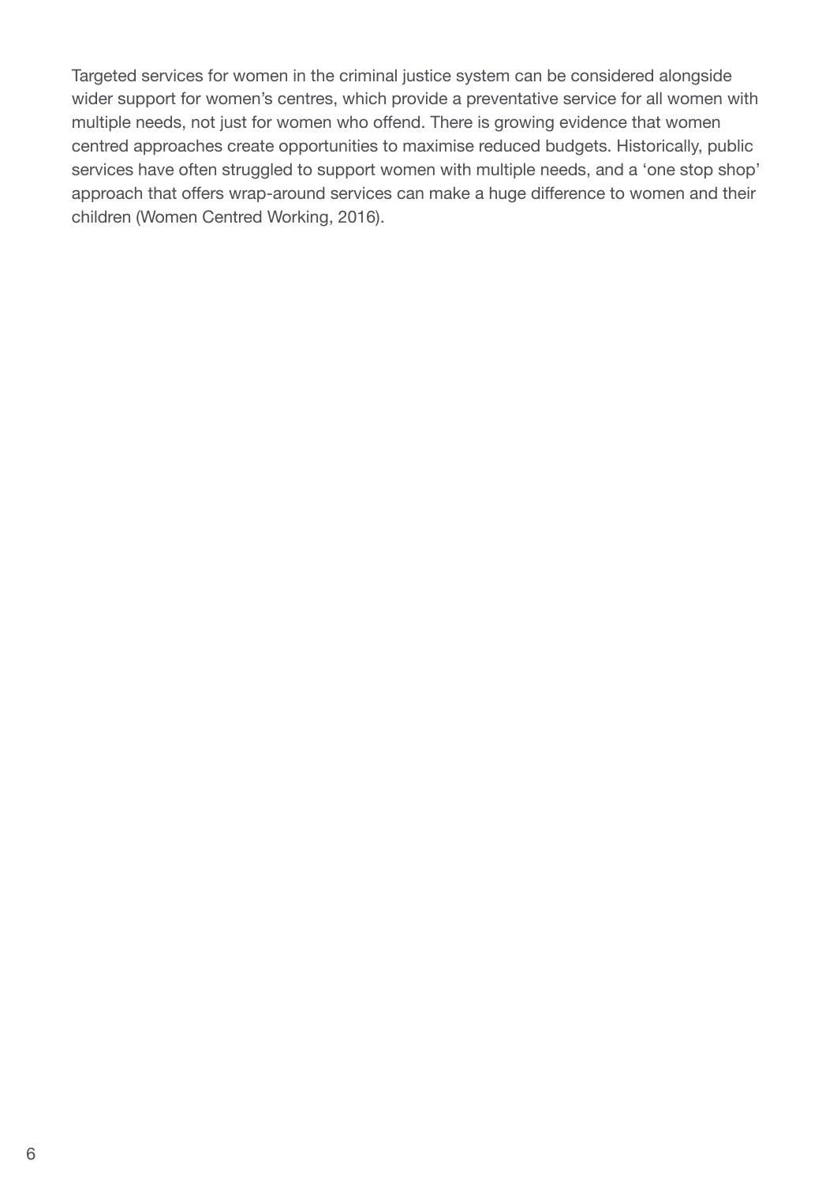Targeted services for women in the criminal justice system can be considered alongside wider support for women's centres, which provide a preventative service for all women with multiple needs, not just for women who offend. There is growing evidence that women centred approaches create opportunities to maximise reduced budgets. Historically, public services have often struggled to support women with multiple needs, and a 'one stop shop' approach that offers wrap-around services can make a huge difference to women and their children (Women Centred Working, 2016).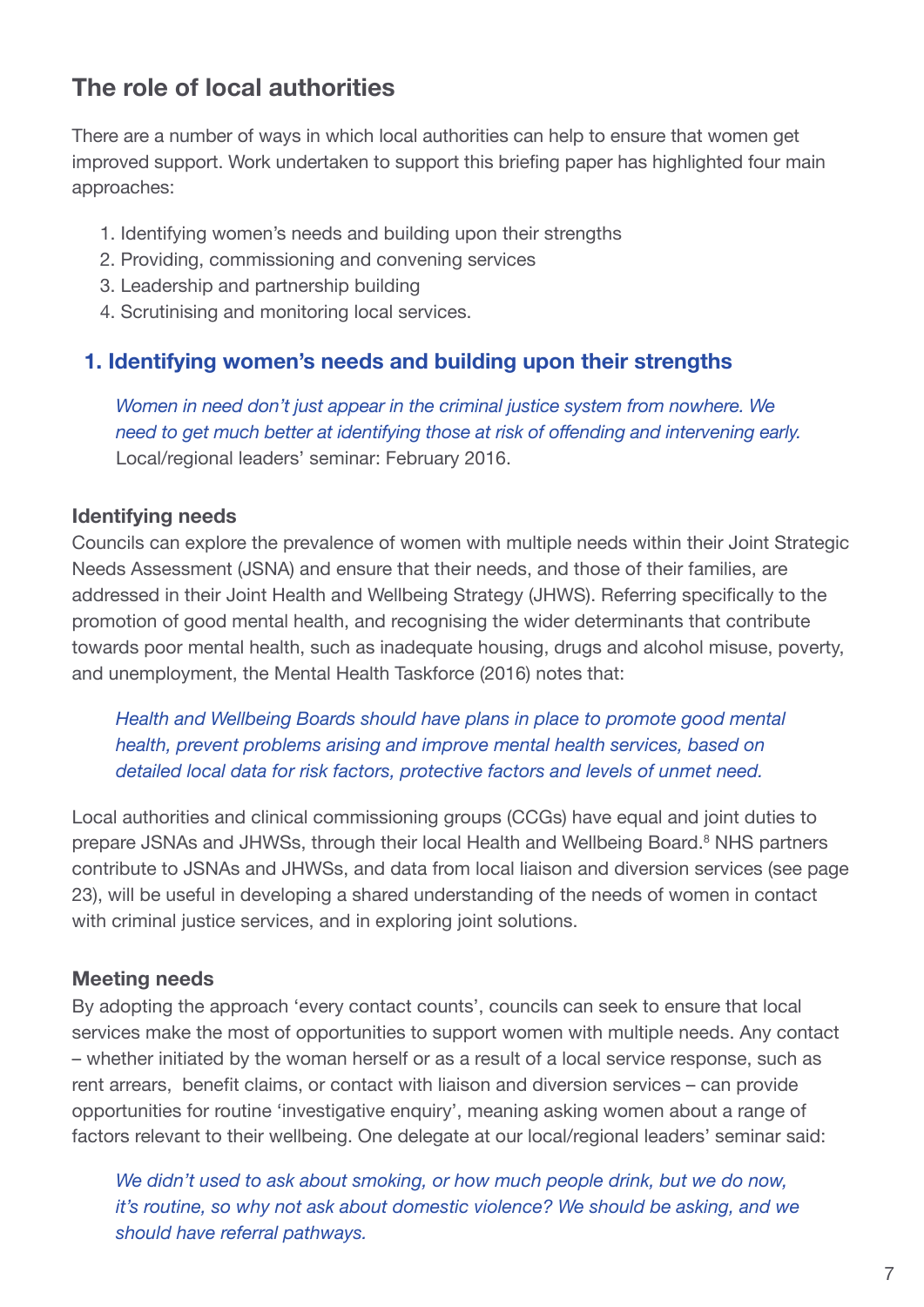## The role of local authorities

There are a number of ways in which local authorities can help to ensure that women get improved support. Work undertaken to support this briefing paper has highlighted four main approaches:

1. Identifying women's needs and building upon their strengths
2. Providing, commissioning and convening services
3. Leadership and partnership building
4. Scrutinising and monitoring local services.

### 1. Identifying women's needs and building upon their strengths

> *Women in need don't just appear in the criminal justice system from nowhere. We need to get much better at identifying those at risk of offending and intervening early.*
> Local/regional leaders' seminar: February 2016.

#### Identifying needs

Councils can explore the prevalence of women with multiple needs within their Joint Strategic Needs Assessment (JSNA) and ensure that their needs, and those of their families, are addressed in their Joint Health and Wellbeing Strategy (JHWS). Referring specifically to the promotion of good mental health, and recognising the wider determinants that contribute towards poor mental health, such as inadequate housing, drugs and alcohol misuse, poverty, and unemployment, the Mental Health Taskforce (2016) notes that:

> *Health and Wellbeing Boards should have plans in place to promote good mental health, prevent problems arising and improve mental health services, based on detailed local data for risk factors, protective factors and levels of unmet need.*

Local authorities and clinical commissioning groups (CCGs) have equal and joint duties to prepare JSNAs and JHWSs, through their local Health and Wellbeing Board.[8] NHS partners contribute to JSNAs and JHWSs, and data from local liaison and diversion services (see page 23), will be useful in developing a shared understanding of the needs of women in contact with criminal justice services, and in exploring joint solutions.

#### Meeting needs

By adopting the approach 'every contact counts', councils can seek to ensure that local services make the most of opportunities to support women with multiple needs. Any contact – whether initiated by the woman herself or as a result of a local service response, such as rent arrears, benefit claims, or contact with liaison and diversion services – can provide opportunities for routine 'investigative enquiry', meaning asking women about a range of factors relevant to their wellbeing. One delegate at our local/regional leaders' seminar said:

> *We didn't used to ask about smoking, or how much people drink, but we do now, it's routine, so why not ask about domestic violence? We should be asking, and we should have referral pathways.*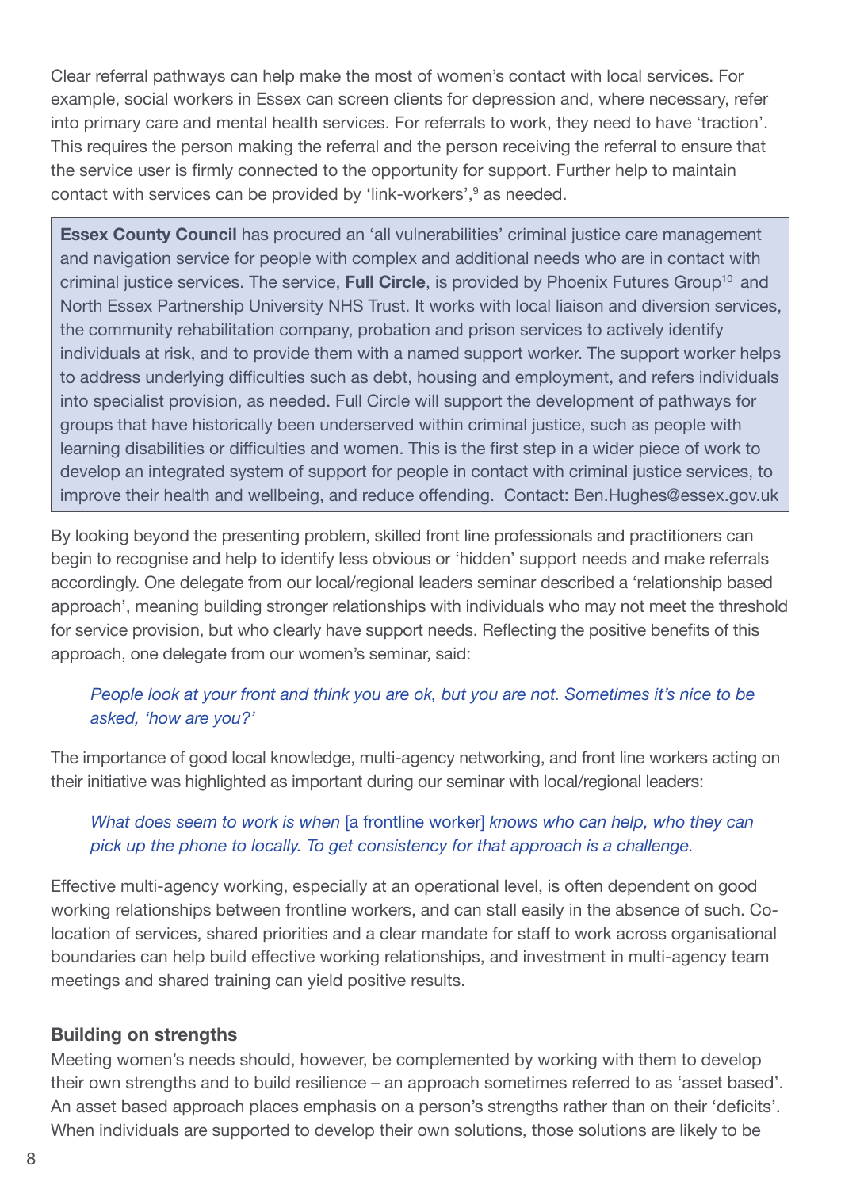Clear referral pathways can help make the most of women's contact with local services. For example, social workers in Essex can screen clients for depression and, where necessary, refer into primary care and mental health services. For referrals to work, they need to have 'traction'. This requires the person making the referral and the person receiving the referral to ensure that the service user is firmly connected to the opportunity for support. Further help to maintain contact with services can be provided by 'link-workers',[9] as needed.

> **Essex County Council** has procured an 'all vulnerabilities' criminal justice care management and navigation service for people with complex and additional needs who are in contact with criminal justice services. The service, **Full Circle**, is provided by Phoenix Futures Group[10] and North Essex Partnership University NHS Trust. It works with local liaison and diversion services, the community rehabilitation company, probation and prison services to actively identify individuals at risk, and to provide them with a named support worker. The support worker helps to address underlying difficulties such as debt, housing and employment, and refers individuals into specialist provision, as needed. Full Circle will support the development of pathways for groups that have historically been underserved within criminal justice, such as people with learning disabilities or difficulties and women. This is the first step in a wider piece of work to develop an integrated system of support for people in contact with criminal justice services, to improve their health and wellbeing, and reduce offending. Contact: Ben.Hughes@essex.gov.uk

By looking beyond the presenting problem, skilled front line professionals and practitioners can begin to recognise and help to identify less obvious or 'hidden' support needs and make referrals accordingly. One delegate from our local/regional leaders seminar described a 'relationship based approach', meaning building stronger relationships with individuals who may not meet the threshold for service provision, but who clearly have support needs. Reflecting the positive benefits of this approach, one delegate from our women's seminar, said:

> *People look at your front and think you are ok, but you are not. Sometimes it's nice to be asked, 'how are you?'*

The importance of good local knowledge, multi-agency networking, and front line workers acting on their initiative was highlighted as important during our seminar with local/regional leaders:

> *What does seem to work is when* [a frontline worker] *knows who can help, who they can pick up the phone to locally. To get consistency for that approach is a challenge.*

Effective multi-agency working, especially at an operational level, is often dependent on good working relationships between frontline workers, and can stall easily in the absence of such. Co-location of services, shared priorities and a clear mandate for staff to work across organisational boundaries can help build effective working relationships, and investment in multi-agency team meetings and shared training can yield positive results.

### Building on strengths

Meeting women's needs should, however, be complemented by working with them to develop their own strengths and to build resilience – an approach sometimes referred to as 'asset based'. An asset based approach places emphasis on a person's strengths rather than on their 'deficits'. When individuals are supported to develop their own solutions, those solutions are likely to be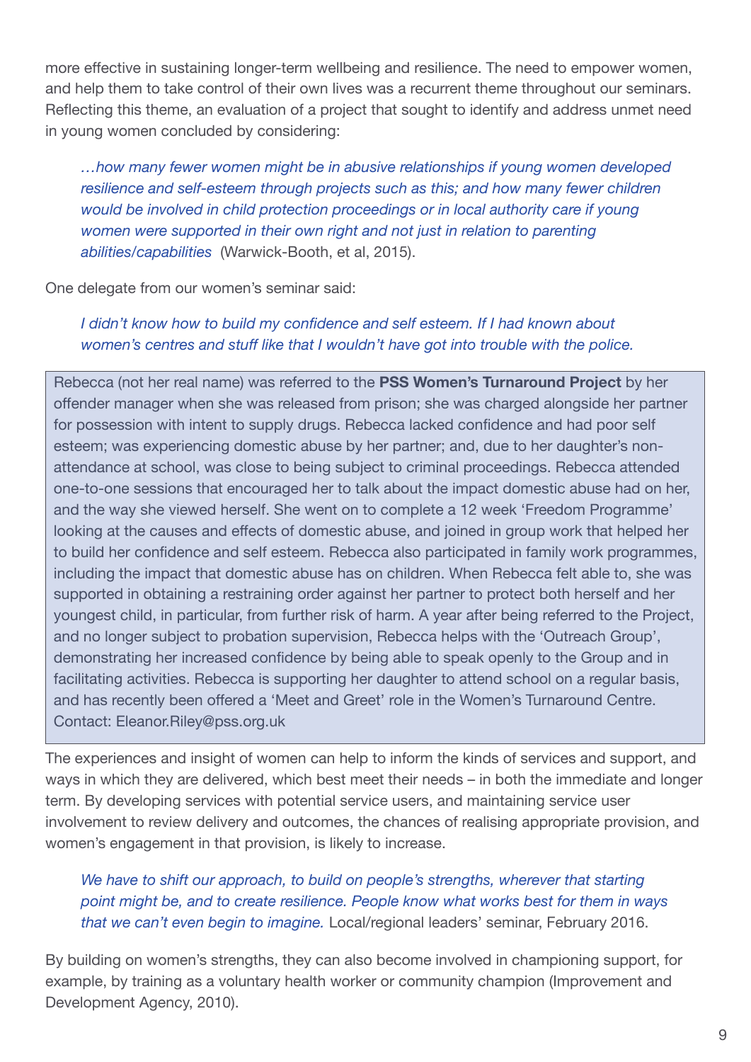more effective in sustaining longer-term wellbeing and resilience. The need to empower women, and help them to take control of their own lives was a recurrent theme throughout our seminars. Reflecting this theme, an evaluation of a project that sought to identify and address unmet need in young women concluded by considering:

> *…how many fewer women might be in abusive relationships if young women developed resilience and self-esteem through projects such as this; and how many fewer children would be involved in child protection proceedings or in local authority care if young women were supported in their own right and not just in relation to parenting abilities/capabilities* (Warwick-Booth, et al, 2015).

One delegate from our women's seminar said:

> *I didn't know how to build my confidence and self esteem. If I had known about women's centres and stuff like that I wouldn't have got into trouble with the police.*

> Rebecca (not her real name) was referred to the **PSS Women's Turnaround Project** by her offender manager when she was released from prison; she was charged alongside her partner for possession with intent to supply drugs. Rebecca lacked confidence and had poor self esteem; was experiencing domestic abuse by her partner; and, due to her daughter's non-attendance at school, was close to being subject to criminal proceedings. Rebecca attended one-to-one sessions that encouraged her to talk about the impact domestic abuse had on her, and the way she viewed herself. She went on to complete a 12 week 'Freedom Programme' looking at the causes and effects of domestic abuse, and joined in group work that helped her to build her confidence and self esteem. Rebecca also participated in family work programmes, including the impact that domestic abuse has on children. When Rebecca felt able to, she was supported in obtaining a restraining order against her partner to protect both herself and her youngest child, in particular, from further risk of harm. A year after being referred to the Project, and no longer subject to probation supervision, Rebecca helps with the 'Outreach Group', demonstrating her increased confidence by being able to speak openly to the Group and in facilitating activities. Rebecca is supporting her daughter to attend school on a regular basis, and has recently been offered a 'Meet and Greet' role in the Women's Turnaround Centre.
> Contact: Eleanor.Riley@pss.org.uk

The experiences and insight of women can help to inform the kinds of services and support, and ways in which they are delivered, which best meet their needs – in both the immediate and longer term. By developing services with potential service users, and maintaining service user involvement to review delivery and outcomes, the chances of realising appropriate provision, and women's engagement in that provision, is likely to increase.

> *We have to shift our approach, to build on people's strengths, wherever that starting point might be, and to create resilience. People know what works best for them in ways that we can't even begin to imagine.* Local/regional leaders' seminar, February 2016.

By building on women's strengths, they can also become involved in championing support, for example, by training as a voluntary health worker or community champion (Improvement and Development Agency, 2010).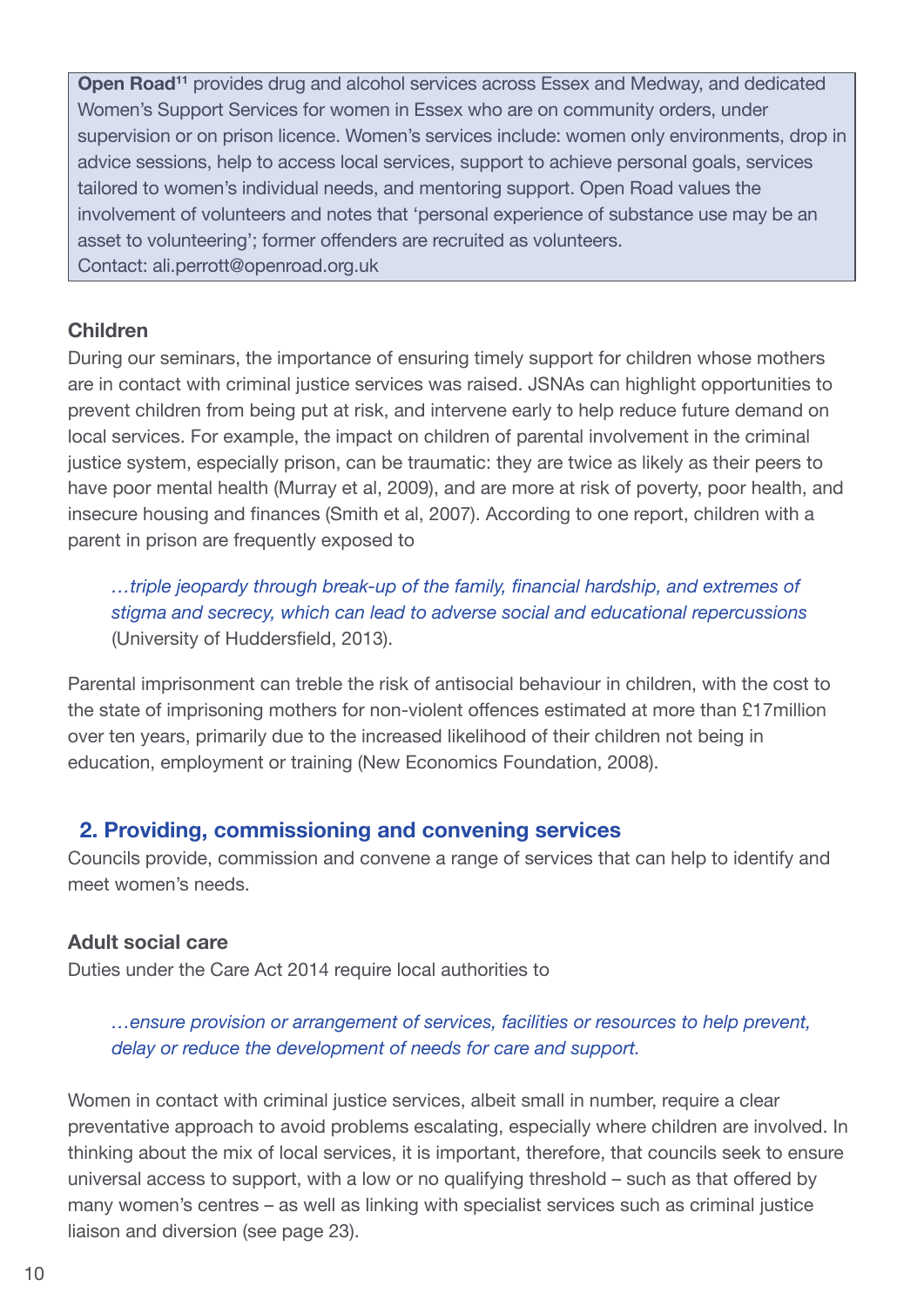**Open Road**[11] provides drug and alcohol services across Essex and Medway, and dedicated Women's Support Services for women in Essex who are on community orders, under supervision or on prison licence. Women's services include: women only environments, drop in advice sessions, help to access local services, support to achieve personal goals, services tailored to women's individual needs, and mentoring support. Open Road values the involvement of volunteers and notes that 'personal experience of substance use may be an asset to volunteering'; former offenders are recruited as volunteers.
Contact: ali.perrott@openroad.org.uk

### Children

During our seminars, the importance of ensuring timely support for children whose mothers are in contact with criminal justice services was raised. JSNAs can highlight opportunities to prevent children from being put at risk, and intervene early to help reduce future demand on local services. For example, the impact on children of parental involvement in the criminal justice system, especially prison, can be traumatic: they are twice as likely as their peers to have poor mental health (Murray et al, 2009), and are more at risk of poverty, poor health, and insecure housing and finances (Smith et al, 2007). According to one report, children with a parent in prison are frequently exposed to

> *…triple jeopardy through break-up of the family, financial hardship, and extremes of stigma and secrecy, which can lead to adverse social and educational repercussions* (University of Huddersfield, 2013).

Parental imprisonment can treble the risk of antisocial behaviour in children, with the cost to the state of imprisoning mothers for non-violent offences estimated at more than £17million over ten years, primarily due to the increased likelihood of their children not being in education, employment or training (New Economics Foundation, 2008).

## 2. Providing, commissioning and convening services

Councils provide, commission and convene a range of services that can help to identify and meet women's needs.

### Adult social care

Duties under the Care Act 2014 require local authorities to

> *…ensure provision or arrangement of services, facilities or resources to help prevent, delay or reduce the development of needs for care and support.*

Women in contact with criminal justice services, albeit small in number, require a clear preventative approach to avoid problems escalating, especially where children are involved. In thinking about the mix of local services, it is important, therefore, that councils seek to ensure universal access to support, with a low or no qualifying threshold – such as that offered by many women's centres – as well as linking with specialist services such as criminal justice liaison and diversion (see page 23).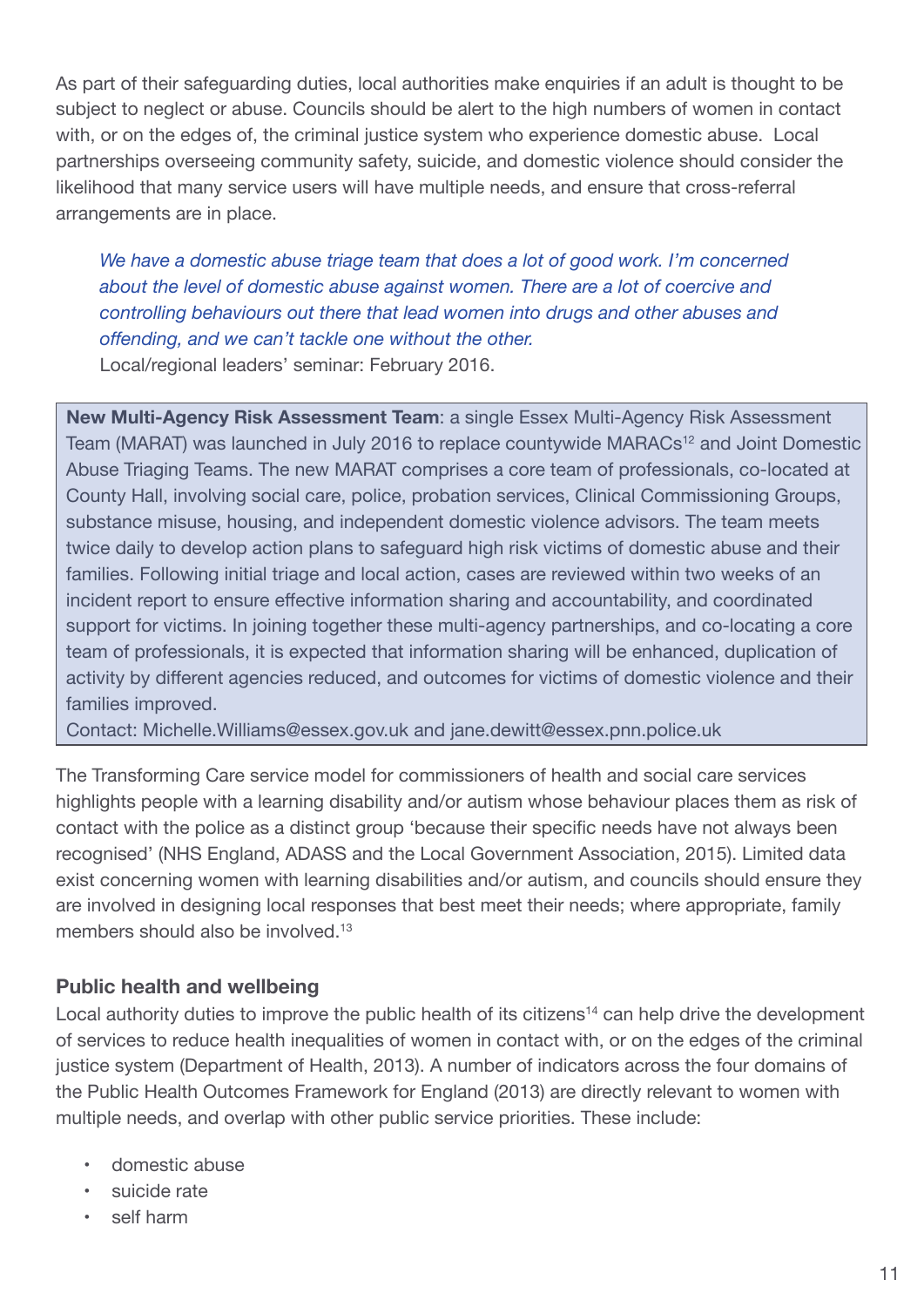As part of their safeguarding duties, local authorities make enquiries if an adult is thought to be subject to neglect or abuse. Councils should be alert to the high numbers of women in contact with, or on the edges of, the criminal justice system who experience domestic abuse. Local partnerships overseeing community safety, suicide, and domestic violence should consider the likelihood that many service users will have multiple needs, and ensure that cross-referral arrangements are in place.

> *We have a domestic abuse triage team that does a lot of good work. I'm concerned about the level of domestic abuse against women. There are a lot of coercive and controlling behaviours out there that lead women into drugs and other abuses and offending, and we can't tackle one without the other.*
> Local/regional leaders' seminar: February 2016.

**New Multi-Agency Risk Assessment Team**: a single Essex Multi-Agency Risk Assessment Team (MARAT) was launched in July 2016 to replace countywide MARACs[12] and Joint Domestic Abuse Triaging Teams. The new MARAT comprises a core team of professionals, co-located at County Hall, involving social care, police, probation services, Clinical Commissioning Groups, substance misuse, housing, and independent domestic violence advisors. The team meets twice daily to develop action plans to safeguard high risk victims of domestic abuse and their families. Following initial triage and local action, cases are reviewed within two weeks of an incident report to ensure effective information sharing and accountability, and coordinated support for victims. In joining together these multi-agency partnerships, and co-locating a core team of professionals, it is expected that information sharing will be enhanced, duplication of activity by different agencies reduced, and outcomes for victims of domestic violence and their families improved.
Contact: Michelle.Williams@essex.gov.uk and jane.dewitt@essex.pnn.police.uk

The Transforming Care service model for commissioners of health and social care services highlights people with a learning disability and/or autism whose behaviour places them as risk of contact with the police as a distinct group 'because their specific needs have not always been recognised' (NHS England, ADASS and the Local Government Association, 2015). Limited data exist concerning women with learning disabilities and/or autism, and councils should ensure they are involved in designing local responses that best meet their needs; where appropriate, family members should also be involved.[13]

### Public health and wellbeing

Local authority duties to improve the public health of its citizens[14] can help drive the development of services to reduce health inequalities of women in contact with, or on the edges of the criminal justice system (Department of Health, 2013). A number of indicators across the four domains of the Public Health Outcomes Framework for England (2013) are directly relevant to women with multiple needs, and overlap with other public service priorities. These include:

- domestic abuse
- suicide rate
- self harm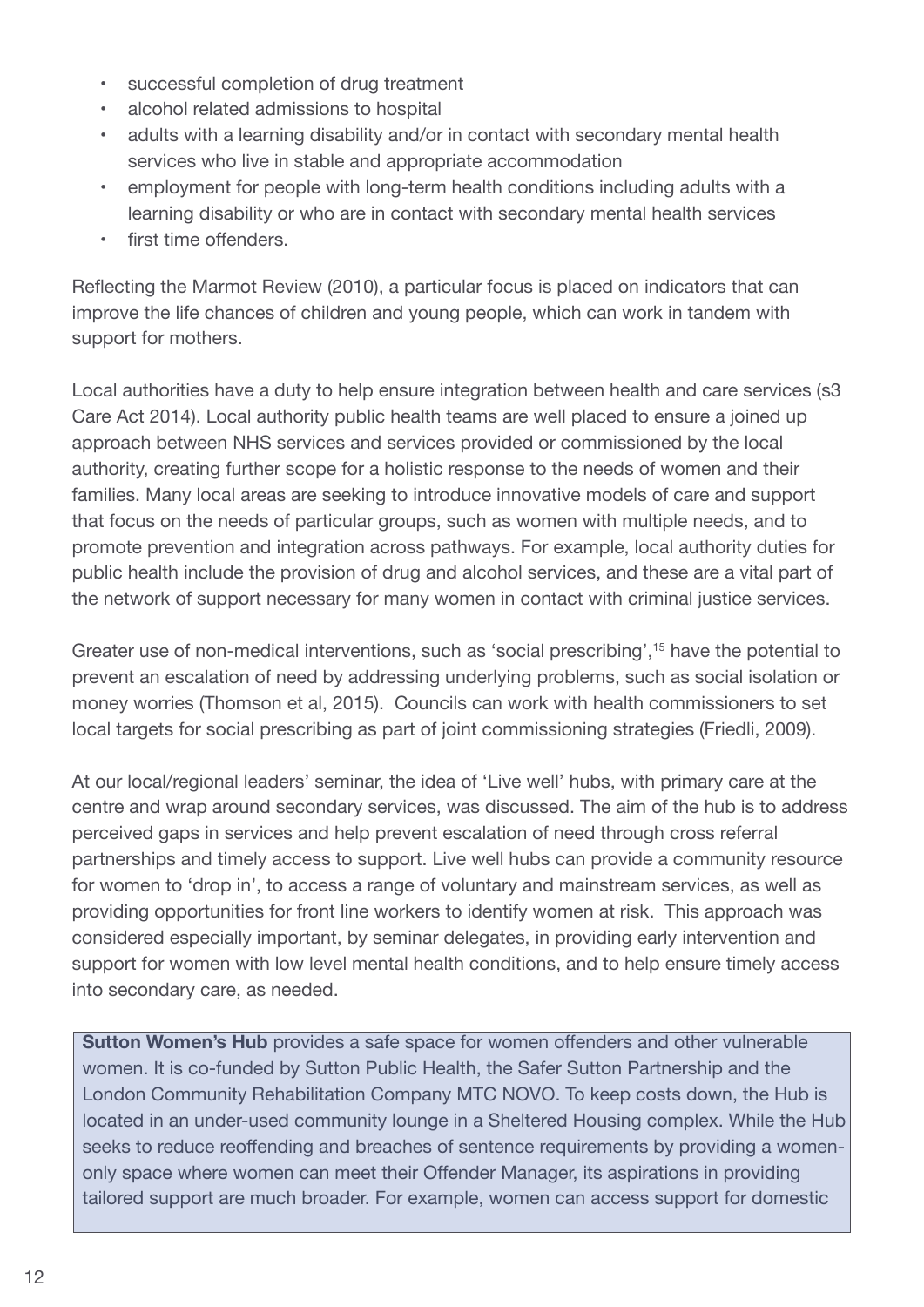- successful completion of drug treatment
- alcohol related admissions to hospital
- adults with a learning disability and/or in contact with secondary mental health services who live in stable and appropriate accommodation
- employment for people with long-term health conditions including adults with a learning disability or who are in contact with secondary mental health services
- first time offenders.

Reflecting the Marmot Review (2010), a particular focus is placed on indicators that can improve the life chances of children and young people, which can work in tandem with support for mothers.

Local authorities have a duty to help ensure integration between health and care services (s3 Care Act 2014). Local authority public health teams are well placed to ensure a joined up approach between NHS services and services provided or commissioned by the local authority, creating further scope for a holistic response to the needs of women and their families. Many local areas are seeking to introduce innovative models of care and support that focus on the needs of particular groups, such as women with multiple needs, and to promote prevention and integration across pathways. For example, local authority duties for public health include the provision of drug and alcohol services, and these are a vital part of the network of support necessary for many women in contact with criminal justice services.

Greater use of non-medical interventions, such as 'social prescribing',[15] have the potential to prevent an escalation of need by addressing underlying problems, such as social isolation or money worries (Thomson et al, 2015). Councils can work with health commissioners to set local targets for social prescribing as part of joint commissioning strategies (Friedli, 2009).

At our local/regional leaders' seminar, the idea of 'Live well' hubs, with primary care at the centre and wrap around secondary services, was discussed. The aim of the hub is to address perceived gaps in services and help prevent escalation of need through cross referral partnerships and timely access to support. Live well hubs can provide a community resource for women to 'drop in', to access a range of voluntary and mainstream services, as well as providing opportunities for front line workers to identify women at risk. This approach was considered especially important, by seminar delegates, in providing early intervention and support for women with low level mental health conditions, and to help ensure timely access into secondary care, as needed.

**Sutton Women's Hub** provides a safe space for women offenders and other vulnerable women. It is co-funded by Sutton Public Health, the Safer Sutton Partnership and the London Community Rehabilitation Company MTC NOVO. To keep costs down, the Hub is located in an under-used community lounge in a Sheltered Housing complex. While the Hub seeks to reduce reoffending and breaches of sentence requirements by providing a women-only space where women can meet their Offender Manager, its aspirations in providing tailored support are much broader. For example, women can access support for domestic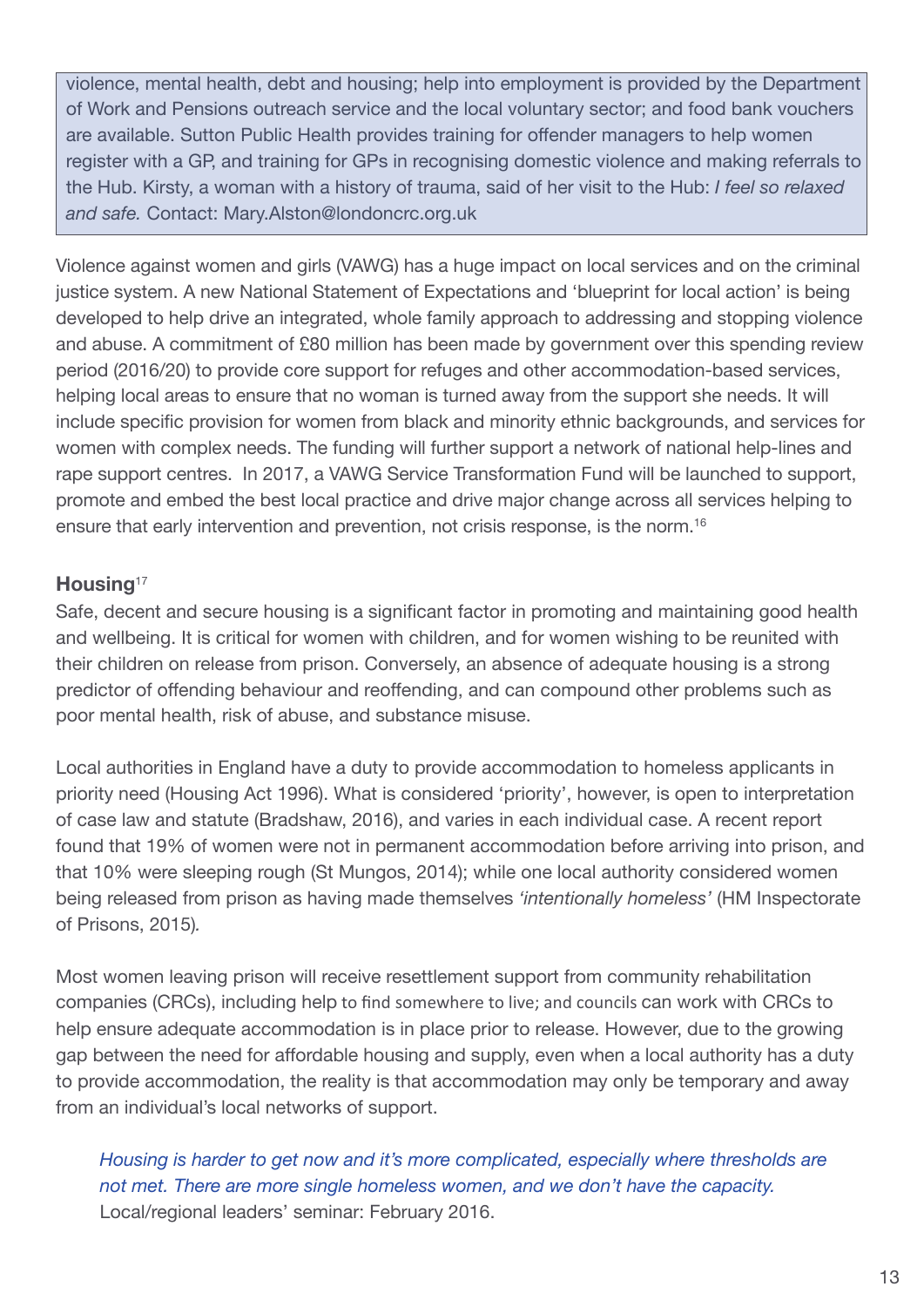violence, mental health, debt and housing; help into employment is provided by the Department of Work and Pensions outreach service and the local voluntary sector; and food bank vouchers are available. Sutton Public Health provides training for offender managers to help women register with a GP, and training for GPs in recognising domestic violence and making referrals to the Hub. Kirsty, a woman with a history of trauma, said of her visit to the Hub: *I feel so relaxed and safe.* Contact: Mary.Alston@londoncrc.org.uk

Violence against women and girls (VAWG) has a huge impact on local services and on the criminal justice system. A new National Statement of Expectations and 'blueprint for local action' is being developed to help drive an integrated, whole family approach to addressing and stopping violence and abuse. A commitment of £80 million has been made by government over this spending review period (2016/20) to provide core support for refuges and other accommodation-based services, helping local areas to ensure that no woman is turned away from the support she needs. It will include specific provision for women from black and minority ethnic backgrounds, and services for women with complex needs. The funding will further support a network of national help-lines and rape support centres. In 2017, a VAWG Service Transformation Fund will be launched to support, promote and embed the best local practice and drive major change across all services helping to ensure that early intervention and prevention, not crisis response, is the norm.[16]

### Housing[17]

Safe, decent and secure housing is a significant factor in promoting and maintaining good health and wellbeing. It is critical for women with children, and for women wishing to be reunited with their children on release from prison. Conversely, an absence of adequate housing is a strong predictor of offending behaviour and reoffending, and can compound other problems such as poor mental health, risk of abuse, and substance misuse.

Local authorities in England have a duty to provide accommodation to homeless applicants in priority need (Housing Act 1996). What is considered 'priority', however, is open to interpretation of case law and statute (Bradshaw, 2016), and varies in each individual case. A recent report found that 19% of women were not in permanent accommodation before arriving into prison, and that 10% were sleeping rough (St Mungos, 2014); while one local authority considered women being released from prison as having made themselves *'intentionally homeless'* (HM Inspectorate of Prisons, 2015).

Most women leaving prison will receive resettlement support from community rehabilitation companies (CRCs), including help to find somewhere to live; and councils can work with CRCs to help ensure adequate accommodation is in place prior to release. However, due to the growing gap between the need for affordable housing and supply, even when a local authority has a duty to provide accommodation, the reality is that accommodation may only be temporary and away from an individual's local networks of support.

> *Housing is harder to get now and it's more complicated, especially where thresholds are not met. There are more single homeless women, and we don't have the capacity.*
> Local/regional leaders' seminar: February 2016.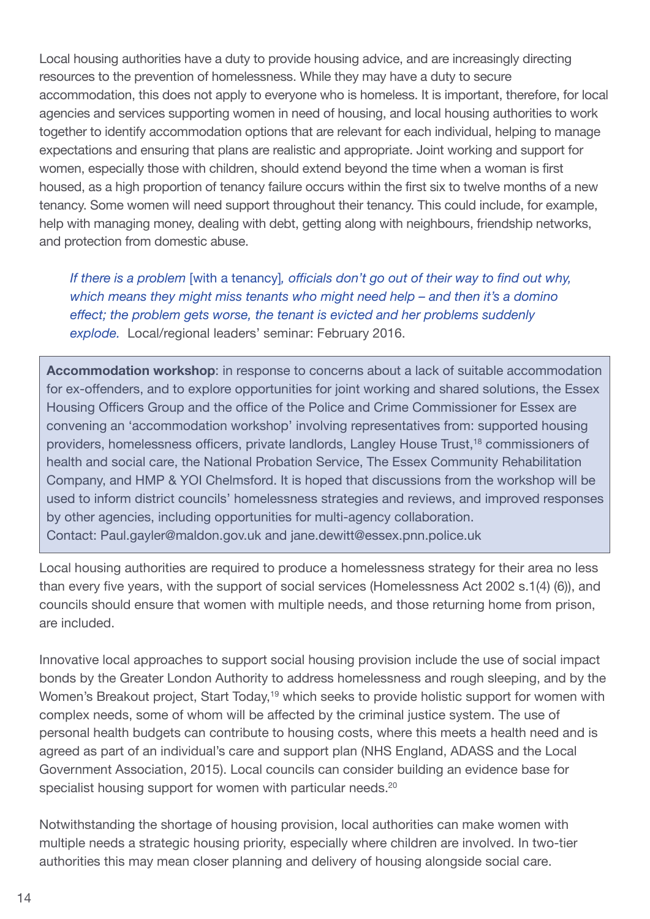Local housing authorities have a duty to provide housing advice, and are increasingly directing resources to the prevention of homelessness. While they may have a duty to secure accommodation, this does not apply to everyone who is homeless. It is important, therefore, for local agencies and services supporting women in need of housing, and local housing authorities to work together to identify accommodation options that are relevant for each individual, helping to manage expectations and ensuring that plans are realistic and appropriate. Joint working and support for women, especially those with children, should extend beyond the time when a woman is first housed, as a high proportion of tenancy failure occurs within the first six to twelve months of a new tenancy. Some women will need support throughout their tenancy. This could include, for example, help with managing money, dealing with debt, getting along with neighbours, friendship networks, and protection from domestic abuse.

> *If there is a problem* [with a tenancy]*, officials don't go out of their way to find out why, which means they might miss tenants who might need help – and then it's a domino effect; the problem gets worse, the tenant is evicted and her problems suddenly explode.* Local/regional leaders' seminar: February 2016.

> **Accommodation workshop**: in response to concerns about a lack of suitable accommodation for ex-offenders, and to explore opportunities for joint working and shared solutions, the Essex Housing Officers Group and the office of the Police and Crime Commissioner for Essex are convening an 'accommodation workshop' involving representatives from: supported housing providers, homelessness officers, private landlords, Langley House Trust,[18] commissioners of health and social care, the National Probation Service, The Essex Community Rehabilitation Company, and HMP & YOI Chelmsford. It is hoped that discussions from the workshop will be used to inform district councils' homelessness strategies and reviews, and improved responses by other agencies, including opportunities for multi-agency collaboration.
> Contact: Paul.gayler@maldon.gov.uk and jane.dewitt@essex.pnn.police.uk

Local housing authorities are required to produce a homelessness strategy for their area no less than every five years, with the support of social services (Homelessness Act 2002 s.1(4) (6)), and councils should ensure that women with multiple needs, and those returning home from prison, are included.

Innovative local approaches to support social housing provision include the use of social impact bonds by the Greater London Authority to address homelessness and rough sleeping, and by the Women's Breakout project, Start Today,[19] which seeks to provide holistic support for women with complex needs, some of whom will be affected by the criminal justice system. The use of personal health budgets can contribute to housing costs, where this meets a health need and is agreed as part of an individual's care and support plan (NHS England, ADASS and the Local Government Association, 2015). Local councils can consider building an evidence base for specialist housing support for women with particular needs.[20]

Notwithstanding the shortage of housing provision, local authorities can make women with multiple needs a strategic housing priority, especially where children are involved. In two-tier authorities this may mean closer planning and delivery of housing alongside social care.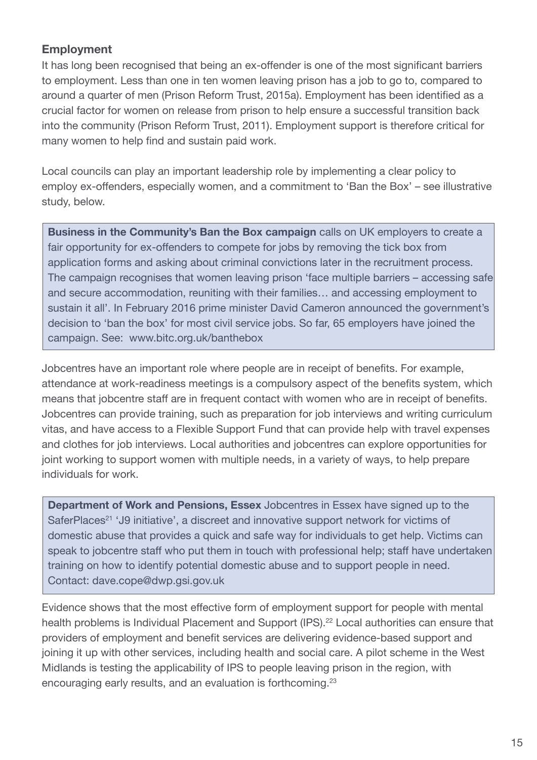### Employment

It has long been recognised that being an ex-offender is one of the most significant barriers to employment. Less than one in ten women leaving prison has a job to go to, compared to around a quarter of men (Prison Reform Trust, 2015a). Employment has been identified as a crucial factor for women on release from prison to help ensure a successful transition back into the community (Prison Reform Trust, 2011). Employment support is therefore critical for many women to help find and sustain paid work.

Local councils can play an important leadership role by implementing a clear policy to employ ex-offenders, especially women, and a commitment to 'Ban the Box' – see illustrative study, below.

> **Business in the Community's Ban the Box campaign** calls on UK employers to create a fair opportunity for ex-offenders to compete for jobs by removing the tick box from application forms and asking about criminal convictions later in the recruitment process. The campaign recognises that women leaving prison 'face multiple barriers – accessing safe and secure accommodation, reuniting with their families… and accessing employment to sustain it all'. In February 2016 prime minister David Cameron announced the government's decision to 'ban the box' for most civil service jobs. So far, 65 employers have joined the campaign. See: www.bitc.org.uk/banthebox

Jobcentres have an important role where people are in receipt of benefits. For example, attendance at work-readiness meetings is a compulsory aspect of the benefits system, which means that jobcentre staff are in frequent contact with women who are in receipt of benefits. Jobcentres can provide training, such as preparation for job interviews and writing curriculum vitas, and have access to a Flexible Support Fund that can provide help with travel expenses and clothes for job interviews. Local authorities and jobcentres can explore opportunities for joint working to support women with multiple needs, in a variety of ways, to help prepare individuals for work.

> **Department of Work and Pensions, Essex** Jobcentres in Essex have signed up to the SaferPlaces[21] 'J9 initiative', a discreet and innovative support network for victims of domestic abuse that provides a quick and safe way for individuals to get help. Victims can speak to jobcentre staff who put them in touch with professional help; staff have undertaken training on how to identify potential domestic abuse and to support people in need. Contact: dave.cope@dwp.gsi.gov.uk

Evidence shows that the most effective form of employment support for people with mental health problems is Individual Placement and Support (IPS).[22] Local authorities can ensure that providers of employment and benefit services are delivering evidence-based support and joining it up with other services, including health and social care. A pilot scheme in the West Midlands is testing the applicability of IPS to people leaving prison in the region, with encouraging early results, and an evaluation is forthcoming.[23]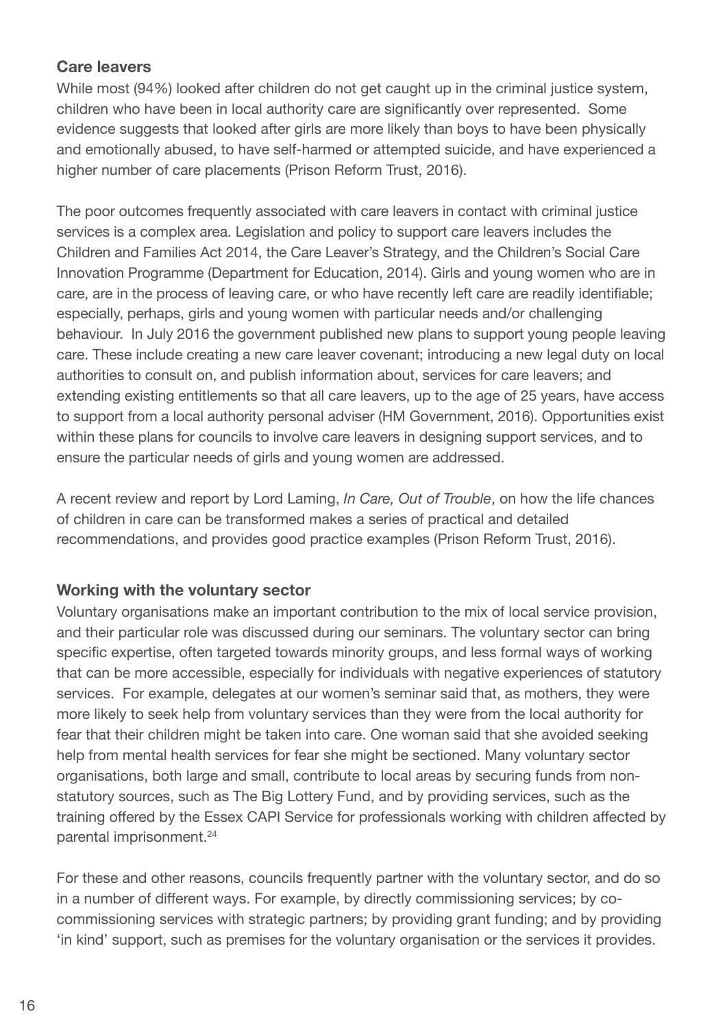### Care leavers

While most (94%) looked after children do not get caught up in the criminal justice system, children who have been in local authority care are significantly over represented. Some evidence suggests that looked after girls are more likely than boys to have been physically and emotionally abused, to have self-harmed or attempted suicide, and have experienced a higher number of care placements (Prison Reform Trust, 2016).

The poor outcomes frequently associated with care leavers in contact with criminal justice services is a complex area. Legislation and policy to support care leavers includes the Children and Families Act 2014, the Care Leaver's Strategy, and the Children's Social Care Innovation Programme (Department for Education, 2014). Girls and young women who are in care, are in the process of leaving care, or who have recently left care are readily identifiable; especially, perhaps, girls and young women with particular needs and/or challenging behaviour. In July 2016 the government published new plans to support young people leaving care. These include creating a new care leaver covenant; introducing a new legal duty on local authorities to consult on, and publish information about, services for care leavers; and extending existing entitlements so that all care leavers, up to the age of 25 years, have access to support from a local authority personal adviser (HM Government, 2016). Opportunities exist within these plans for councils to involve care leavers in designing support services, and to ensure the particular needs of girls and young women are addressed.

A recent review and report by Lord Laming, *In Care, Out of Trouble*, on how the life chances of children in care can be transformed makes a series of practical and detailed recommendations, and provides good practice examples (Prison Reform Trust, 2016).

### Working with the voluntary sector

Voluntary organisations make an important contribution to the mix of local service provision, and their particular role was discussed during our seminars. The voluntary sector can bring specific expertise, often targeted towards minority groups, and less formal ways of working that can be more accessible, especially for individuals with negative experiences of statutory services. For example, delegates at our women's seminar said that, as mothers, they were more likely to seek help from voluntary services than they were from the local authority for fear that their children might be taken into care. One woman said that she avoided seeking help from mental health services for fear she might be sectioned. Many voluntary sector organisations, both large and small, contribute to local areas by securing funds from non-statutory sources, such as The Big Lottery Fund, and by providing services, such as the training offered by the Essex CAPI Service for professionals working with children affected by parental imprisonment.[24]

For these and other reasons, councils frequently partner with the voluntary sector, and do so in a number of different ways. For example, by directly commissioning services; by co-commissioning services with strategic partners; by providing grant funding; and by providing 'in kind' support, such as premises for the voluntary organisation or the services it provides.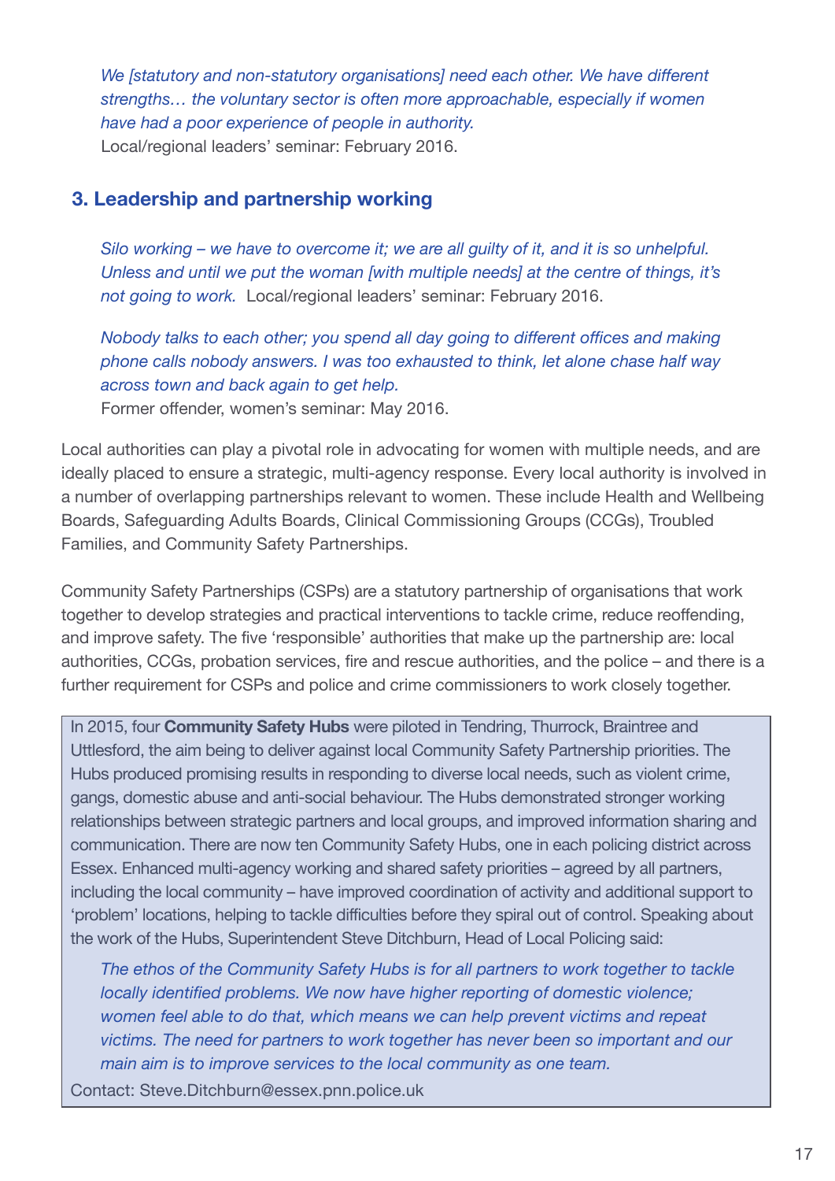*We [statutory and non-statutory organisations] need each other. We have different strengths… the voluntary sector is often more approachable, especially if women have had a poor experience of people in authority.*
Local/regional leaders' seminar: February 2016.

## 3. Leadership and partnership working

*Silo working – we have to overcome it; we are all guilty of it, and it is so unhelpful. Unless and until we put the woman [with multiple needs] at the centre of things, it's not going to work.* Local/regional leaders' seminar: February 2016.

*Nobody talks to each other; you spend all day going to different offices and making phone calls nobody answers. I was too exhausted to think, let alone chase half way across town and back again to get help.*
Former offender, women's seminar: May 2016.

Local authorities can play a pivotal role in advocating for women with multiple needs, and are ideally placed to ensure a strategic, multi-agency response. Every local authority is involved in a number of overlapping partnerships relevant to women. These include Health and Wellbeing Boards, Safeguarding Adults Boards, Clinical Commissioning Groups (CCGs), Troubled Families, and Community Safety Partnerships.

Community Safety Partnerships (CSPs) are a statutory partnership of organisations that work together to develop strategies and practical interventions to tackle crime, reduce reoffending, and improve safety. The five 'responsible' authorities that make up the partnership are: local authorities, CCGs, probation services, fire and rescue authorities, and the police – and there is a further requirement for CSPs and police and crime commissioners to work closely together.

In 2015, four **Community Safety Hubs** were piloted in Tendring, Thurrock, Braintree and Uttlesford, the aim being to deliver against local Community Safety Partnership priorities. The Hubs produced promising results in responding to diverse local needs, such as violent crime, gangs, domestic abuse and anti-social behaviour. The Hubs demonstrated stronger working relationships between strategic partners and local groups, and improved information sharing and communication. There are now ten Community Safety Hubs, one in each policing district across Essex. Enhanced multi-agency working and shared safety priorities – agreed by all partners, including the local community – have improved coordination of activity and additional support to 'problem' locations, helping to tackle difficulties before they spiral out of control. Speaking about the work of the Hubs, Superintendent Steve Ditchburn, Head of Local Policing said:

*The ethos of the Community Safety Hubs is for all partners to work together to tackle locally identified problems. We now have higher reporting of domestic violence; women feel able to do that, which means we can help prevent victims and repeat victims. The need for partners to work together has never been so important and our main aim is to improve services to the local community as one team.*

Contact: Steve.Ditchburn@essex.pnn.police.uk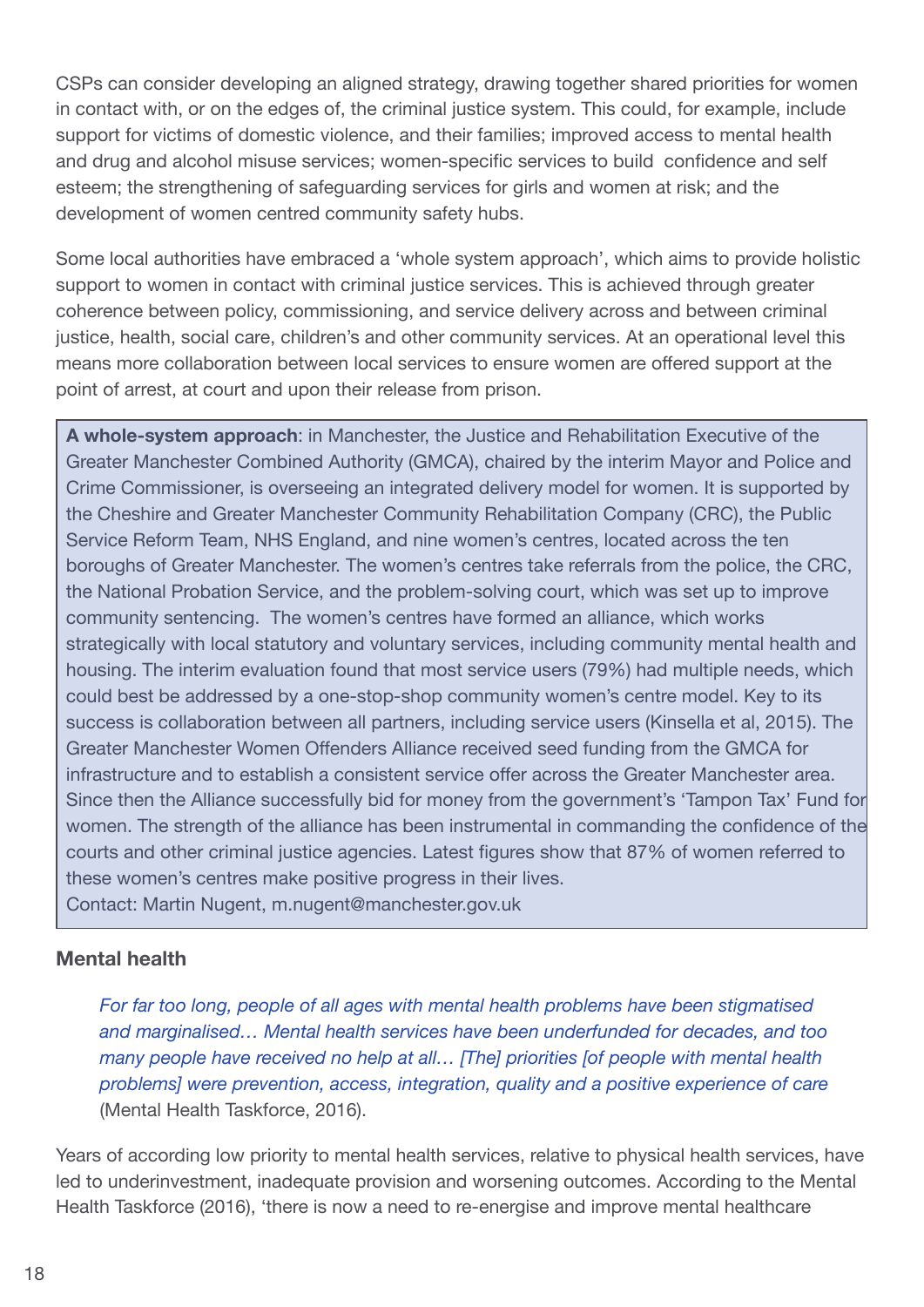CSPs can consider developing an aligned strategy, drawing together shared priorities for women in contact with, or on the edges of, the criminal justice system. This could, for example, include support for victims of domestic violence, and their families; improved access to mental health and drug and alcohol misuse services; women-specific services to build confidence and self esteem; the strengthening of safeguarding services for girls and women at risk; and the development of women centred community safety hubs.

Some local authorities have embraced a 'whole system approach', which aims to provide holistic support to women in contact with criminal justice services. This is achieved through greater coherence between policy, commissioning, and service delivery across and between criminal justice, health, social care, children's and other community services. At an operational level this means more collaboration between local services to ensure women are offered support at the point of arrest, at court and upon their release from prison.

> **A whole-system approach**: in Manchester, the Justice and Rehabilitation Executive of the Greater Manchester Combined Authority (GMCA), chaired by the interim Mayor and Police and Crime Commissioner, is overseeing an integrated delivery model for women. It is supported by the Cheshire and Greater Manchester Community Rehabilitation Company (CRC), the Public Service Reform Team, NHS England, and nine women's centres, located across the ten boroughs of Greater Manchester. The women's centres take referrals from the police, the CRC, the National Probation Service, and the problem-solving court, which was set up to improve community sentencing. The women's centres have formed an alliance, which works strategically with local statutory and voluntary services, including community mental health and housing. The interim evaluation found that most service users (79%) had multiple needs, which could best be addressed by a one-stop-shop community women's centre model. Key to its success is collaboration between all partners, including service users (Kinsella et al, 2015). The Greater Manchester Women Offenders Alliance received seed funding from the GMCA for infrastructure and to establish a consistent service offer across the Greater Manchester area. Since then the Alliance successfully bid for money from the government's 'Tampon Tax' Fund for women. The strength of the alliance has been instrumental in commanding the confidence of the courts and other criminal justice agencies. Latest figures show that 87% of women referred to these women's centres make positive progress in their lives.
> Contact: Martin Nugent, m.nugent@manchester.gov.uk

### Mental health

> *For far too long, people of all ages with mental health problems have been stigmatised and marginalised… Mental health services have been underfunded for decades, and too many people have received no help at all… [The] priorities [of people with mental health problems] were prevention, access, integration, quality and a positive experience of care* (Mental Health Taskforce, 2016).

Years of according low priority to mental health services, relative to physical health services, have led to underinvestment, inadequate provision and worsening outcomes. According to the Mental Health Taskforce (2016), 'there is now a need to re-energise and improve mental healthcare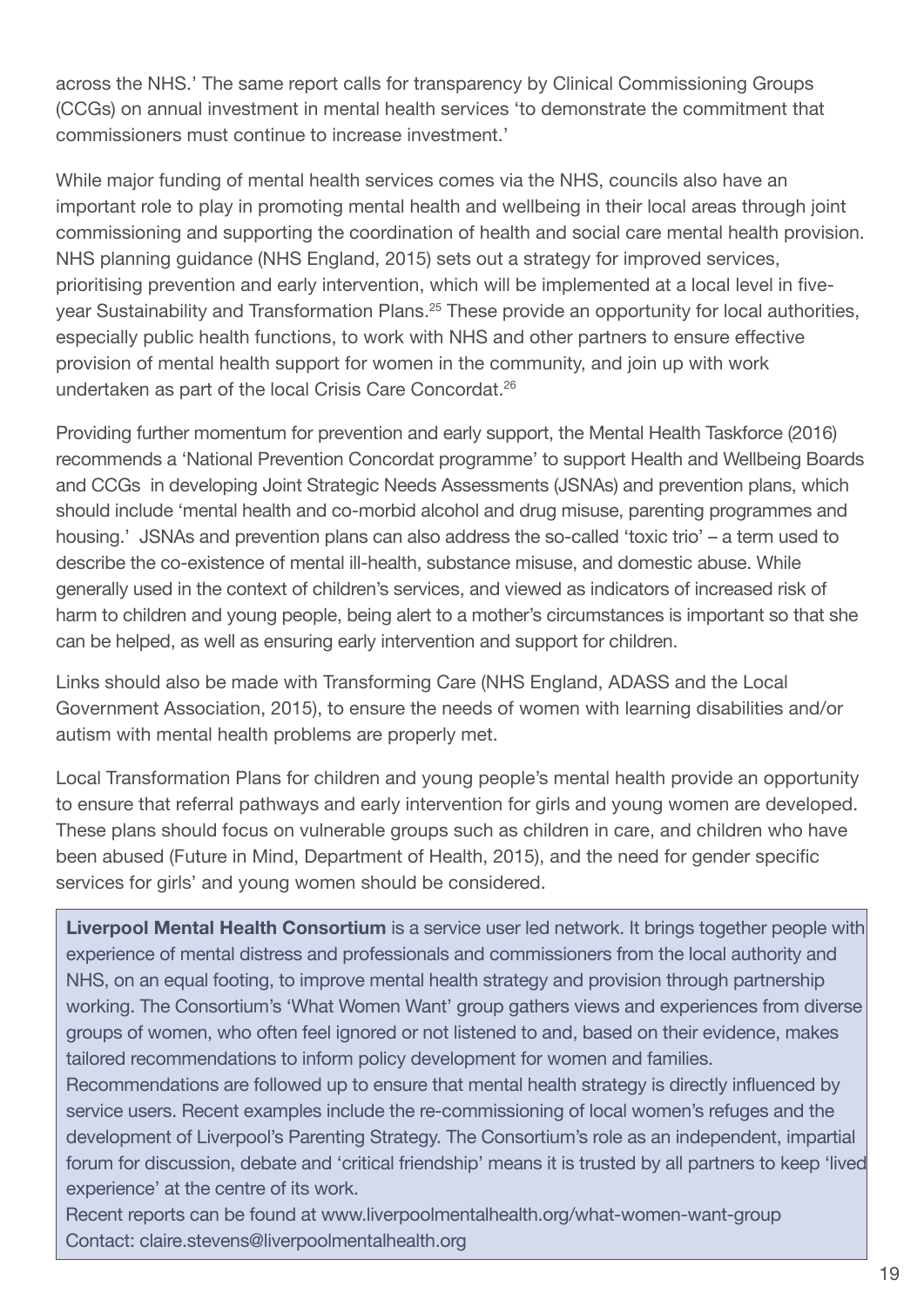across the NHS.' The same report calls for transparency by Clinical Commissioning Groups (CCGs) on annual investment in mental health services 'to demonstrate the commitment that commissioners must continue to increase investment.'

While major funding of mental health services comes via the NHS, councils also have an important role to play in promoting mental health and wellbeing in their local areas through joint commissioning and supporting the coordination of health and social care mental health provision. NHS planning guidance (NHS England, 2015) sets out a strategy for improved services, prioritising prevention and early intervention, which will be implemented at a local level in five-year Sustainability and Transformation Plans.[25] These provide an opportunity for local authorities, especially public health functions, to work with NHS and other partners to ensure effective provision of mental health support for women in the community, and join up with work undertaken as part of the local Crisis Care Concordat.[26]

Providing further momentum for prevention and early support, the Mental Health Taskforce (2016) recommends a 'National Prevention Concordat programme' to support Health and Wellbeing Boards and CCGs in developing Joint Strategic Needs Assessments (JSNAs) and prevention plans, which should include 'mental health and co-morbid alcohol and drug misuse, parenting programmes and housing.' JSNAs and prevention plans can also address the so-called 'toxic trio' – a term used to describe the co-existence of mental ill-health, substance misuse, and domestic abuse. While generally used in the context of children's services, and viewed as indicators of increased risk of harm to children and young people, being alert to a mother's circumstances is important so that she can be helped, as well as ensuring early intervention and support for children.

Links should also be made with Transforming Care (NHS England, ADASS and the Local Government Association, 2015), to ensure the needs of women with learning disabilities and/or autism with mental health problems are properly met.

Local Transformation Plans for children and young people's mental health provide an opportunity to ensure that referral pathways and early intervention for girls and young women are developed. These plans should focus on vulnerable groups such as children in care, and children who have been abused (Future in Mind, Department of Health, 2015), and the need for gender specific services for girls' and young women should be considered.

**Liverpool Mental Health Consortium** is a service user led network. It brings together people with experience of mental distress and professionals and commissioners from the local authority and NHS, on an equal footing, to improve mental health strategy and provision through partnership working. The Consortium's 'What Women Want' group gathers views and experiences from diverse groups of women, who often feel ignored or not listened to and, based on their evidence, makes tailored recommendations to inform policy development for women and families. Recommendations are followed up to ensure that mental health strategy is directly influenced by service users. Recent examples include the re-commissioning of local women's refuges and the development of Liverpool's Parenting Strategy. The Consortium's role as an independent, impartial forum for discussion, debate and 'critical friendship' means it is trusted by all partners to keep 'lived experience' at the centre of its work.

Recent reports can be found at www.liverpoolmentalhealth.org/what-women-want-group
Contact: claire.stevens@liverpoolmentalhealth.org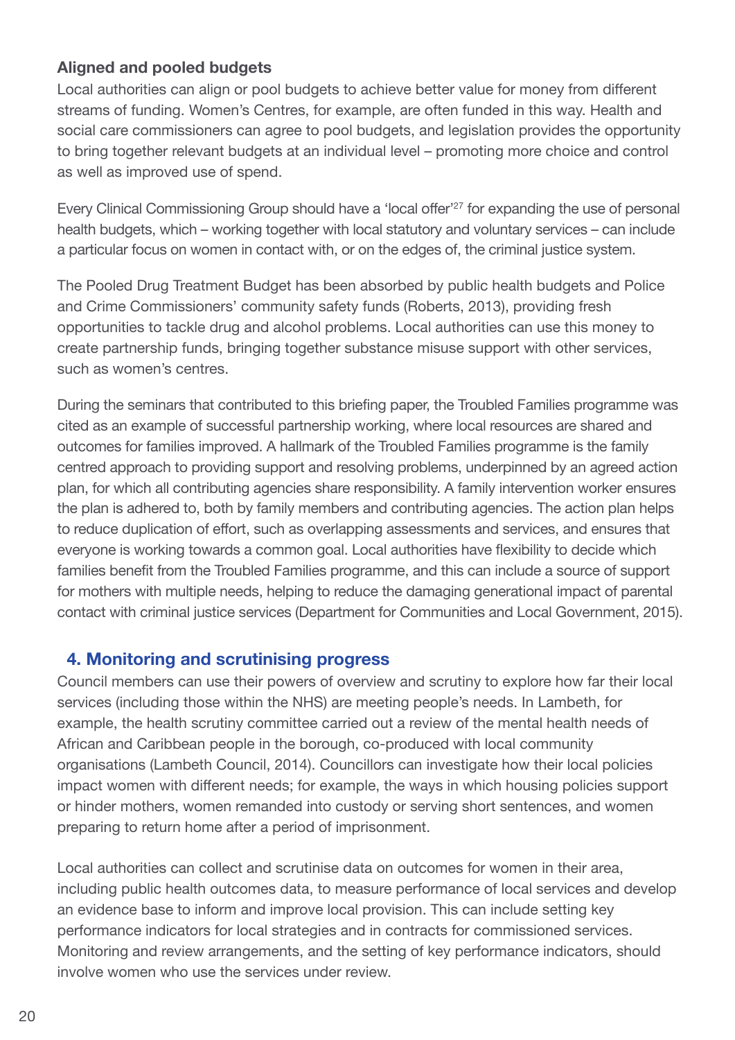### Aligned and pooled budgets

Local authorities can align or pool budgets to achieve better value for money from different streams of funding. Women's Centres, for example, are often funded in this way. Health and social care commissioners can agree to pool budgets, and legislation provides the opportunity to bring together relevant budgets at an individual level – promoting more choice and control as well as improved use of spend.

Every Clinical Commissioning Group should have a 'local offer'[27] for expanding the use of personal health budgets, which – working together with local statutory and voluntary services – can include a particular focus on women in contact with, or on the edges of, the criminal justice system.

The Pooled Drug Treatment Budget has been absorbed by public health budgets and Police and Crime Commissioners' community safety funds (Roberts, 2013), providing fresh opportunities to tackle drug and alcohol problems. Local authorities can use this money to create partnership funds, bringing together substance misuse support with other services, such as women's centres.

During the seminars that contributed to this briefing paper, the Troubled Families programme was cited as an example of successful partnership working, where local resources are shared and outcomes for families improved. A hallmark of the Troubled Families programme is the family centred approach to providing support and resolving problems, underpinned by an agreed action plan, for which all contributing agencies share responsibility. A family intervention worker ensures the plan is adhered to, both by family members and contributing agencies. The action plan helps to reduce duplication of effort, such as overlapping assessments and services, and ensures that everyone is working towards a common goal. Local authorities have flexibility to decide which families benefit from the Troubled Families programme, and this can include a source of support for mothers with multiple needs, helping to reduce the damaging generational impact of parental contact with criminal justice services (Department for Communities and Local Government, 2015).

## 4. Monitoring and scrutinising progress

Council members can use their powers of overview and scrutiny to explore how far their local services (including those within the NHS) are meeting people's needs. In Lambeth, for example, the health scrutiny committee carried out a review of the mental health needs of African and Caribbean people in the borough, co-produced with local community organisations (Lambeth Council, 2014). Councillors can investigate how their local policies impact women with different needs; for example, the ways in which housing policies support or hinder mothers, women remanded into custody or serving short sentences, and women preparing to return home after a period of imprisonment.

Local authorities can collect and scrutinise data on outcomes for women in their area, including public health outcomes data, to measure performance of local services and develop an evidence base to inform and improve local provision. This can include setting key performance indicators for local strategies and in contracts for commissioned services. Monitoring and review arrangements, and the setting of key performance indicators, should involve women who use the services under review.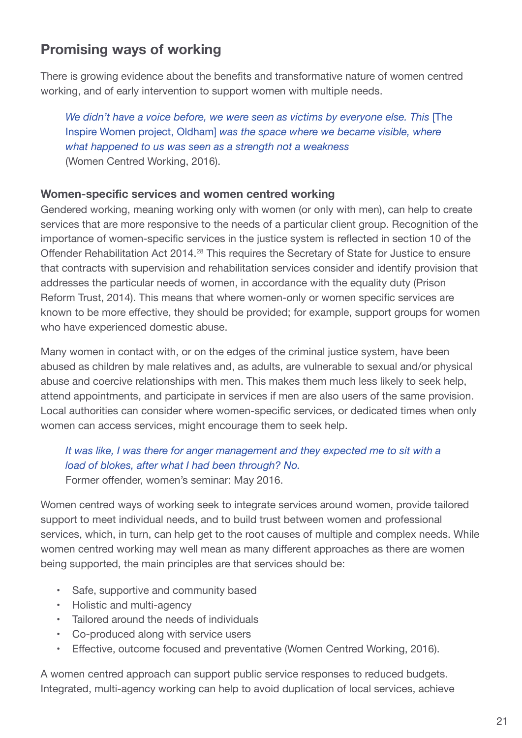## Promising ways of working

There is growing evidence about the benefits and transformative nature of women centred working, and of early intervention to support women with multiple needs.

> *We didn't have a voice before, we were seen as victims by everyone else. This* [The Inspire Women project, Oldham] *was the space where we became visible, where what happened to us was seen as a strength not a weakness*
> (Women Centred Working, 2016).

**Women-specific services and women centred working**

Gendered working, meaning working only with women (or only with men), can help to create services that are more responsive to the needs of a particular client group. Recognition of the importance of women-specific services in the justice system is reflected in section 10 of the Offender Rehabilitation Act 2014.[28] This requires the Secretary of State for Justice to ensure that contracts with supervision and rehabilitation services consider and identify provision that addresses the particular needs of women, in accordance with the equality duty (Prison Reform Trust, 2014). This means that where women-only or women specific services are known to be more effective, they should be provided; for example, support groups for women who have experienced domestic abuse.

Many women in contact with, or on the edges of the criminal justice system, have been abused as children by male relatives and, as adults, are vulnerable to sexual and/or physical abuse and coercive relationships with men. This makes them much less likely to seek help, attend appointments, and participate in services if men are also users of the same provision. Local authorities can consider where women-specific services, or dedicated times when only women can access services, might encourage them to seek help.

> *It was like, I was there for anger management and they expected me to sit with a load of blokes, after what I had been through? No.*
> Former offender, women's seminar: May 2016.

Women centred ways of working seek to integrate services around women, provide tailored support to meet individual needs, and to build trust between women and professional services, which, in turn, can help get to the root causes of multiple and complex needs. While women centred working may well mean as many different approaches as there are women being supported, the main principles are that services should be:

- Safe, supportive and community based
- Holistic and multi-agency
- Tailored around the needs of individuals
- Co-produced along with service users
- Effective, outcome focused and preventative (Women Centred Working, 2016).

A women centred approach can support public service responses to reduced budgets. Integrated, multi-agency working can help to avoid duplication of local services, achieve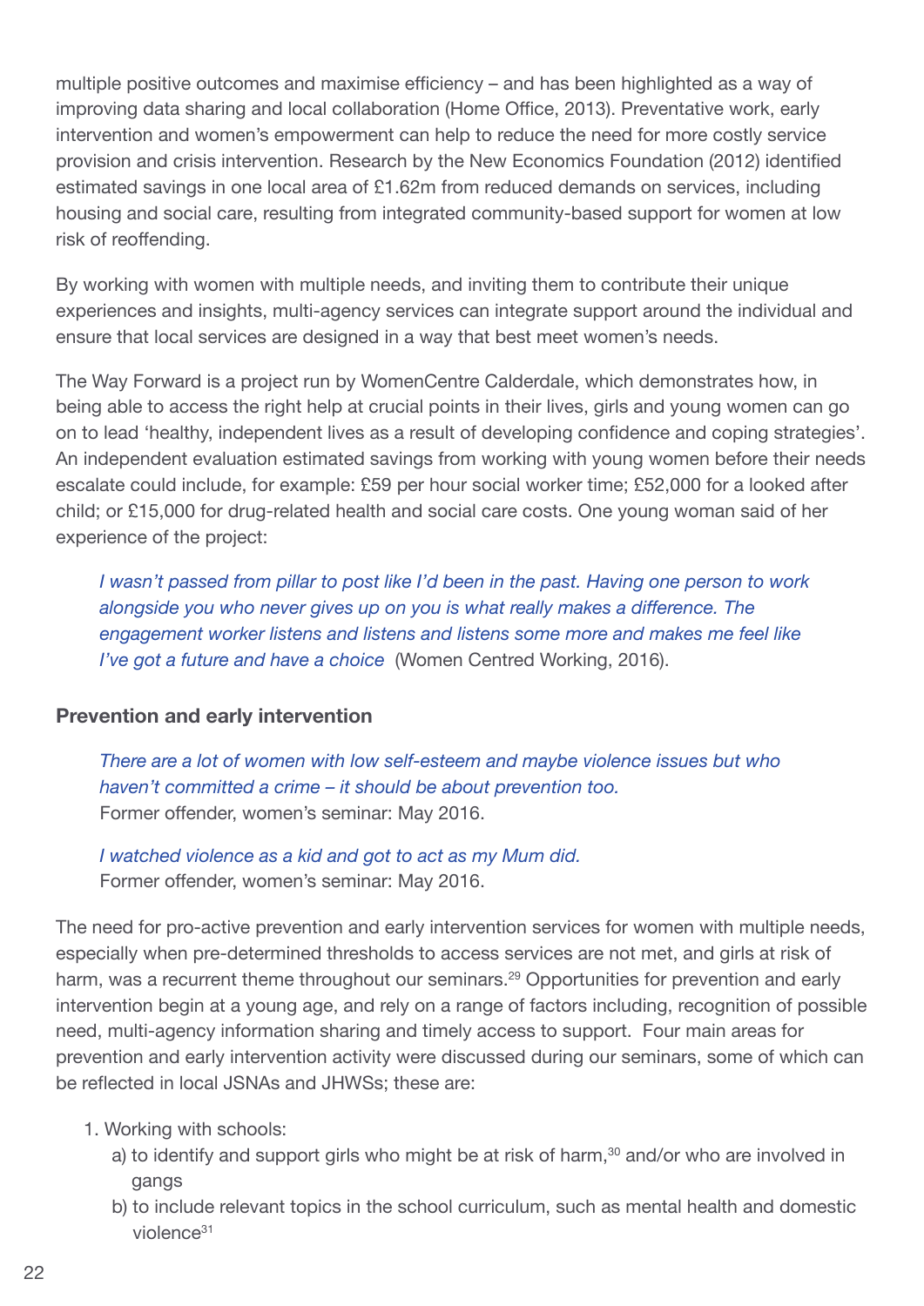multiple positive outcomes and maximise efficiency – and has been highlighted as a way of improving data sharing and local collaboration (Home Office, 2013). Preventative work, early intervention and women's empowerment can help to reduce the need for more costly service provision and crisis intervention. Research by the New Economics Foundation (2012) identified estimated savings in one local area of £1.62m from reduced demands on services, including housing and social care, resulting from integrated community-based support for women at low risk of reoffending.

By working with women with multiple needs, and inviting them to contribute their unique experiences and insights, multi-agency services can integrate support around the individual and ensure that local services are designed in a way that best meet women's needs.

The Way Forward is a project run by WomenCentre Calderdale, which demonstrates how, in being able to access the right help at crucial points in their lives, girls and young women can go on to lead 'healthy, independent lives as a result of developing confidence and coping strategies'. An independent evaluation estimated savings from working with young women before their needs escalate could include, for example: £59 per hour social worker time; £52,000 for a looked after child; or £15,000 for drug-related health and social care costs. One young woman said of her experience of the project:

> *I wasn't passed from pillar to post like I'd been in the past. Having one person to work alongside you who never gives up on you is what really makes a difference. The engagement worker listens and listens and listens some more and makes me feel like I've got a future and have a choice* (Women Centred Working, 2016).

### Prevention and early intervention

> *There are a lot of women with low self-esteem and maybe violence issues but who haven't committed a crime – it should be about prevention too.*
> Former offender, women's seminar: May 2016.

> *I watched violence as a kid and got to act as my Mum did.*
> Former offender, women's seminar: May 2016.

The need for pro-active prevention and early intervention services for women with multiple needs, especially when pre-determined thresholds to access services are not met, and girls at risk of harm, was a recurrent theme throughout our seminars.[29] Opportunities for prevention and early intervention begin at a young age, and rely on a range of factors including, recognition of possible need, multi-agency information sharing and timely access to support. Four main areas for prevention and early intervention activity were discussed during our seminars, some of which can be reflected in local JSNAs and JHWSs; these are:

1. Working with schools:
   a) to identify and support girls who might be at risk of harm,[30] and/or who are involved in gangs
   b) to include relevant topics in the school curriculum, such as mental health and domestic violence[31]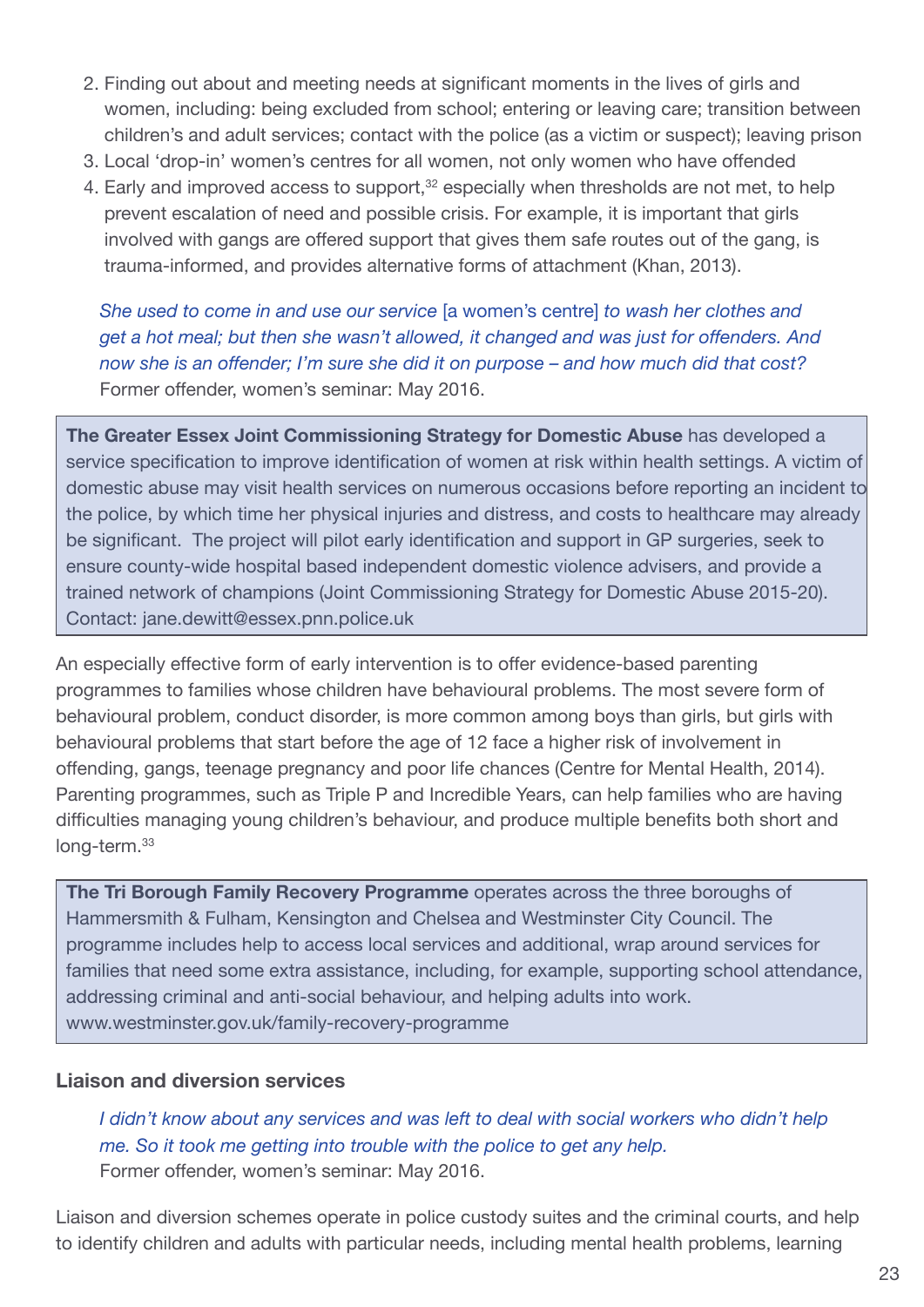2. Finding out about and meeting needs at significant moments in the lives of girls and women, including: being excluded from school; entering or leaving care; transition between children's and adult services; contact with the police (as a victim or suspect); leaving prison
3. Local 'drop-in' women's centres for all women, not only women who have offended
4. Early and improved access to support,[32] especially when thresholds are not met, to help prevent escalation of need and possible crisis. For example, it is important that girls involved with gangs are offered support that gives them safe routes out of the gang, is trauma-informed, and provides alternative forms of attachment (Khan, 2013).

> *She used to come in and use our service* [a women's centre] *to wash her clothes and get a hot meal; but then she wasn't allowed, it changed and was just for offenders. And now she is an offender; I'm sure she did it on purpose – and how much did that cost?*
> Former offender, women's seminar: May 2016.

**The Greater Essex Joint Commissioning Strategy for Domestic Abuse** has developed a service specification to improve identification of women at risk within health settings. A victim of domestic abuse may visit health services on numerous occasions before reporting an incident to the police, by which time her physical injuries and distress, and costs to healthcare may already be significant. The project will pilot early identification and support in GP surgeries, seek to ensure county-wide hospital based independent domestic violence advisers, and provide a trained network of champions (Joint Commissioning Strategy for Domestic Abuse 2015-20). Contact: jane.dewitt@essex.pnn.police.uk

An especially effective form of early intervention is to offer evidence-based parenting programmes to families whose children have behavioural problems. The most severe form of behavioural problem, conduct disorder, is more common among boys than girls, but girls with behavioural problems that start before the age of 12 face a higher risk of involvement in offending, gangs, teenage pregnancy and poor life chances (Centre for Mental Health, 2014). Parenting programmes, such as Triple P and Incredible Years, can help families who are having difficulties managing young children's behaviour, and produce multiple benefits both short and long-term.[33]

**The Tri Borough Family Recovery Programme** operates across the three boroughs of Hammersmith & Fulham, Kensington and Chelsea and Westminster City Council. The programme includes help to access local services and additional, wrap around services for families that need some extra assistance, including, for example, supporting school attendance, addressing criminal and anti-social behaviour, and helping adults into work. www.westminster.gov.uk/family-recovery-programme

### Liaison and diversion services

> *I didn't know about any services and was left to deal with social workers who didn't help me. So it took me getting into trouble with the police to get any help.*
> Former offender, women's seminar: May 2016.

Liaison and diversion schemes operate in police custody suites and the criminal courts, and help to identify children and adults with particular needs, including mental health problems, learning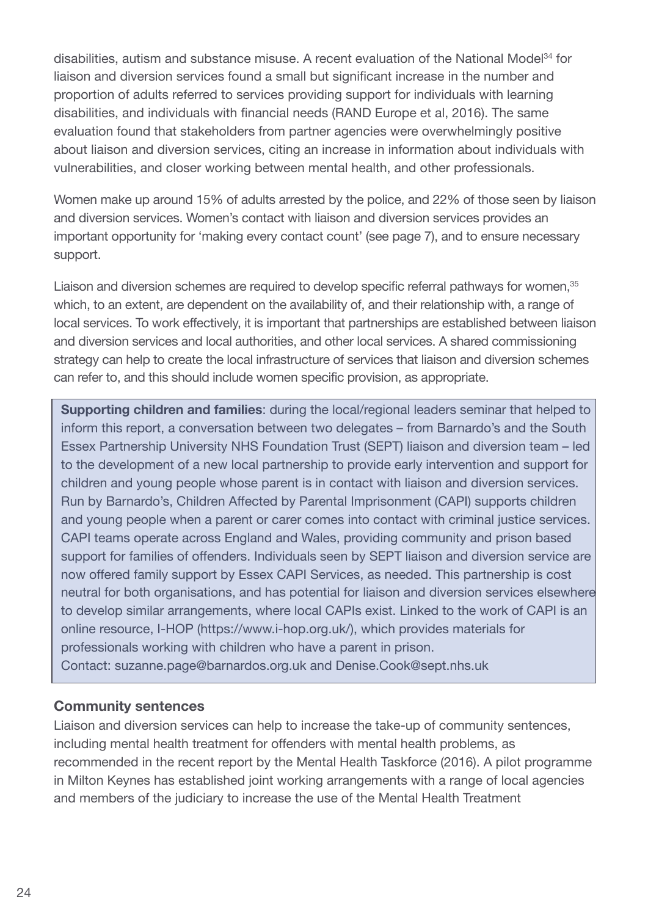disabilities, autism and substance misuse. A recent evaluation of the National Model[34] for liaison and diversion services found a small but significant increase in the number and proportion of adults referred to services providing support for individuals with learning disabilities, and individuals with financial needs (RAND Europe et al, 2016). The same evaluation found that stakeholders from partner agencies were overwhelmingly positive about liaison and diversion services, citing an increase in information about individuals with vulnerabilities, and closer working between mental health, and other professionals.

Women make up around 15% of adults arrested by the police, and 22% of those seen by liaison and diversion services. Women's contact with liaison and diversion services provides an important opportunity for 'making every contact count' (see page 7), and to ensure necessary support.

Liaison and diversion schemes are required to develop specific referral pathways for women,[35] which, to an extent, are dependent on the availability of, and their relationship with, a range of local services. To work effectively, it is important that partnerships are established between liaison and diversion services and local authorities, and other local services. A shared commissioning strategy can help to create the local infrastructure of services that liaison and diversion schemes can refer to, and this should include women specific provision, as appropriate.

> **Supporting children and families**: during the local/regional leaders seminar that helped to inform this report, a conversation between two delegates – from Barnardo's and the South Essex Partnership University NHS Foundation Trust (SEPT) liaison and diversion team – led to the development of a new local partnership to provide early intervention and support for children and young people whose parent is in contact with liaison and diversion services. Run by Barnardo's, Children Affected by Parental Imprisonment (CAPI) supports children and young people when a parent or carer comes into contact with criminal justice services. CAPI teams operate across England and Wales, providing community and prison based support for families of offenders. Individuals seen by SEPT liaison and diversion service are now offered family support by Essex CAPI Services, as needed. This partnership is cost neutral for both organisations, and has potential for liaison and diversion services elsewhere to develop similar arrangements, where local CAPIs exist. Linked to the work of CAPI is an online resource, I-HOP (https://www.i-hop.org.uk/), which provides materials for professionals working with children who have a parent in prison.
> Contact: suzanne.page@barnardos.org.uk and Denise.Cook@sept.nhs.uk

### Community sentences

Liaison and diversion services can help to increase the take-up of community sentences, including mental health treatment for offenders with mental health problems, as recommended in the recent report by the Mental Health Taskforce (2016). A pilot programme in Milton Keynes has established joint working arrangements with a range of local agencies and members of the judiciary to increase the use of the Mental Health Treatment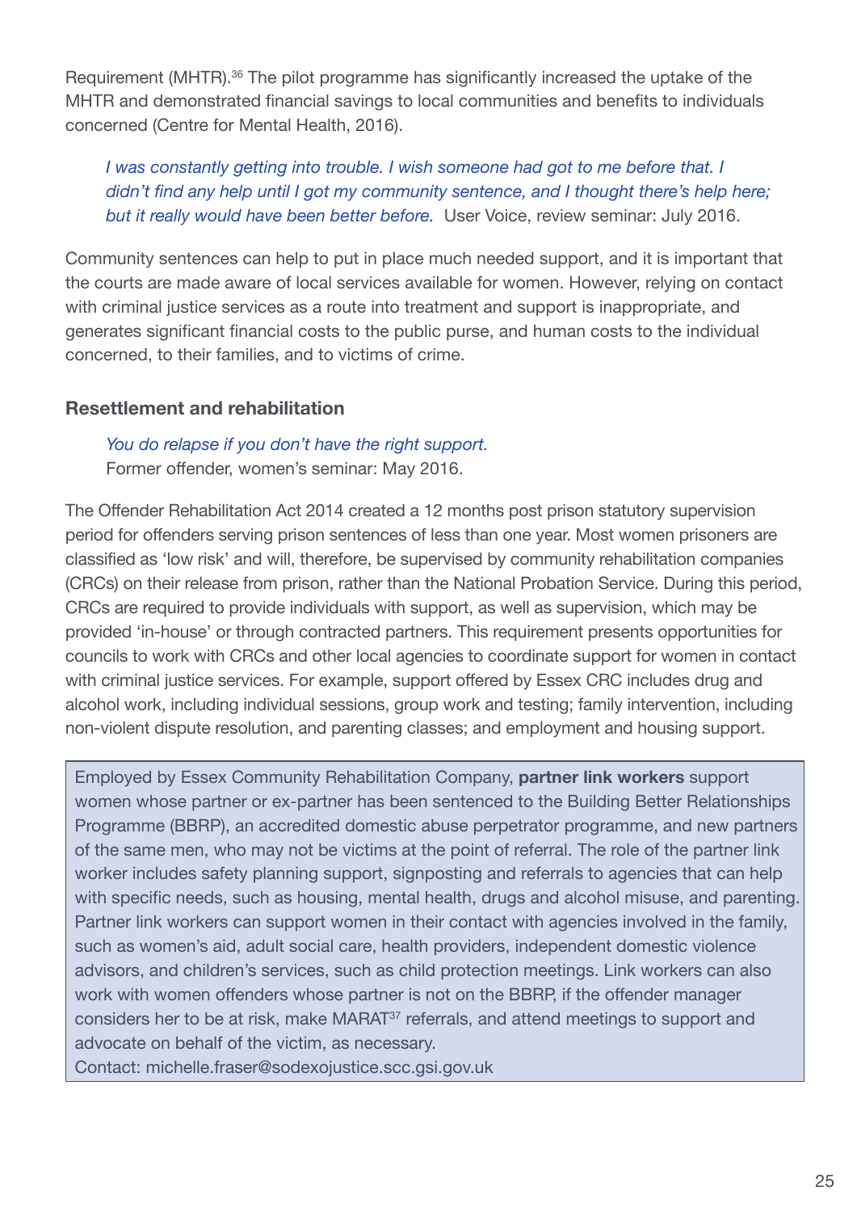Requirement (MHTR).[36] The pilot programme has significantly increased the uptake of the MHTR and demonstrated financial savings to local communities and benefits to individuals concerned (Centre for Mental Health, 2016).

> *I was constantly getting into trouble. I wish someone had got to me before that. I didn't find any help until I got my community sentence, and I thought there's help here; but it really would have been better before.* User Voice, review seminar: July 2016.

Community sentences can help to put in place much needed support, and it is important that the courts are made aware of local services available for women. However, relying on contact with criminal justice services as a route into treatment and support is inappropriate, and generates significant financial costs to the public purse, and human costs to the individual concerned, to their families, and to victims of crime.

### Resettlement and rehabilitation

> *You do relapse if you don't have the right support.*
> Former offender, women's seminar: May 2016.

The Offender Rehabilitation Act 2014 created a 12 months post prison statutory supervision period for offenders serving prison sentences of less than one year. Most women prisoners are classified as 'low risk' and will, therefore, be supervised by community rehabilitation companies (CRCs) on their release from prison, rather than the National Probation Service. During this period, CRCs are required to provide individuals with support, as well as supervision, which may be provided 'in-house' or through contracted partners. This requirement presents opportunities for councils to work with CRCs and other local agencies to coordinate support for women in contact with criminal justice services. For example, support offered by Essex CRC includes drug and alcohol work, including individual sessions, group work and testing; family intervention, including non-violent dispute resolution, and parenting classes; and employment and housing support.

> Employed by Essex Community Rehabilitation Company, **partner link workers** support women whose partner or ex-partner has been sentenced to the Building Better Relationships Programme (BBRP), an accredited domestic abuse perpetrator programme, and new partners of the same men, who may not be victims at the point of referral. The role of the partner link worker includes safety planning support, signposting and referrals to agencies that can help with specific needs, such as housing, mental health, drugs and alcohol misuse, and parenting. Partner link workers can support women in their contact with agencies involved in the family, such as women's aid, adult social care, health providers, independent domestic violence advisors, and children's services, such as child protection meetings. Link workers can also work with women offenders whose partner is not on the BBRP, if the offender manager considers her to be at risk, make MARAT[37] referrals, and attend meetings to support and advocate on behalf of the victim, as necessary.
> Contact: michelle.fraser@sodexojustice.scc.gsi.gov.uk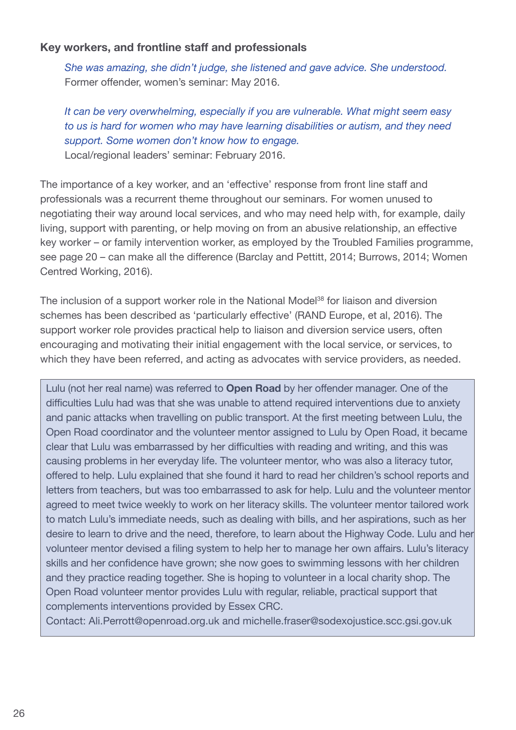### Key workers, and frontline staff and professionals

> *She was amazing, she didn't judge, she listened and gave advice. She understood.*
> Former offender, women's seminar: May 2016.

> *It can be very overwhelming, especially if you are vulnerable. What might seem easy to us is hard for women who may have learning disabilities or autism, and they need support. Some women don't know how to engage.*
> Local/regional leaders' seminar: February 2016.

The importance of a key worker, and an 'effective' response from front line staff and professionals was a recurrent theme throughout our seminars. For women unused to negotiating their way around local services, and who may need help with, for example, daily living, support with parenting, or help moving on from an abusive relationship, an effective key worker – or family intervention worker, as employed by the Troubled Families programme, see page 20 – can make all the difference (Barclay and Pettitt, 2014; Burrows, 2014; Women Centred Working, 2016).

The inclusion of a support worker role in the National Model[38] for liaison and diversion schemes has been described as 'particularly effective' (RAND Europe, et al, 2016). The support worker role provides practical help to liaison and diversion service users, often encouraging and motivating their initial engagement with the local service, or services, to which they have been referred, and acting as advocates with service providers, as needed.

> Lulu (not her real name) was referred to **Open Road** by her offender manager. One of the difficulties Lulu had was that she was unable to attend required interventions due to anxiety and panic attacks when travelling on public transport. At the first meeting between Lulu, the Open Road coordinator and the volunteer mentor assigned to Lulu by Open Road, it became clear that Lulu was embarrassed by her difficulties with reading and writing, and this was causing problems in her everyday life. The volunteer mentor, who was also a literacy tutor, offered to help. Lulu explained that she found it hard to read her children's school reports and letters from teachers, but was too embarrassed to ask for help. Lulu and the volunteer mentor agreed to meet twice weekly to work on her literacy skills. The volunteer mentor tailored work to match Lulu's immediate needs, such as dealing with bills, and her aspirations, such as her desire to learn to drive and the need, therefore, to learn about the Highway Code. Lulu and her volunteer mentor devised a filing system to help her to manage her own affairs. Lulu's literacy skills and her confidence have grown; she now goes to swimming lessons with her children and they practice reading together. She is hoping to volunteer in a local charity shop. The Open Road volunteer mentor provides Lulu with regular, reliable, practical support that complements interventions provided by Essex CRC.
> Contact: Ali.Perrott@openroad.org.uk and michelle.fraser@sodexojustice.scc.gsi.gov.uk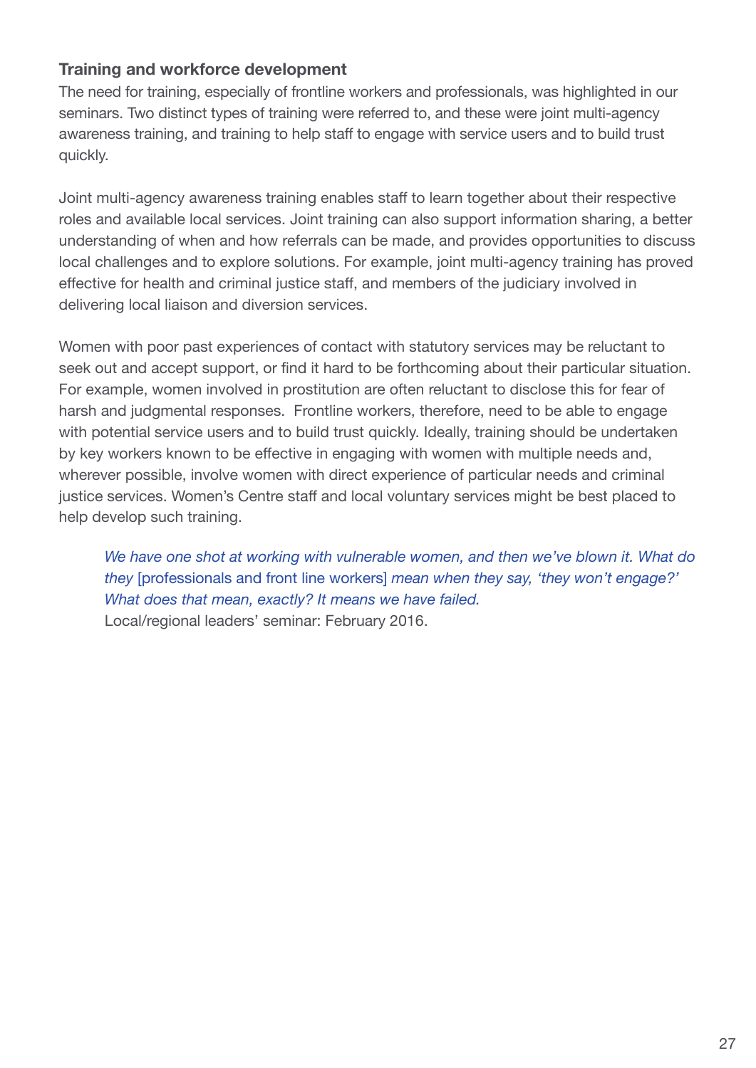### Training and workforce development

The need for training, especially of frontline workers and professionals, was highlighted in our seminars. Two distinct types of training were referred to, and these were joint multi-agency awareness training, and training to help staff to engage with service users and to build trust quickly.

Joint multi-agency awareness training enables staff to learn together about their respective roles and available local services. Joint training can also support information sharing, a better understanding of when and how referrals can be made, and provides opportunities to discuss local challenges and to explore solutions. For example, joint multi-agency training has proved effective for health and criminal justice staff, and members of the judiciary involved in delivering local liaison and diversion services.

Women with poor past experiences of contact with statutory services may be reluctant to seek out and accept support, or find it hard to be forthcoming about their particular situation. For example, women involved in prostitution are often reluctant to disclose this for fear of harsh and judgmental responses. Frontline workers, therefore, need to be able to engage with potential service users and to build trust quickly. Ideally, training should be undertaken by key workers known to be effective in engaging with women with multiple needs and, wherever possible, involve women with direct experience of particular needs and criminal justice services. Women's Centre staff and local voluntary services might be best placed to help develop such training.

> *We have one shot at working with vulnerable women, and then we've blown it. What do they* [professionals and front line workers] *mean when they say, 'they won't engage?' What does that mean, exactly? It means we have failed.*
> Local/regional leaders' seminar: February 2016.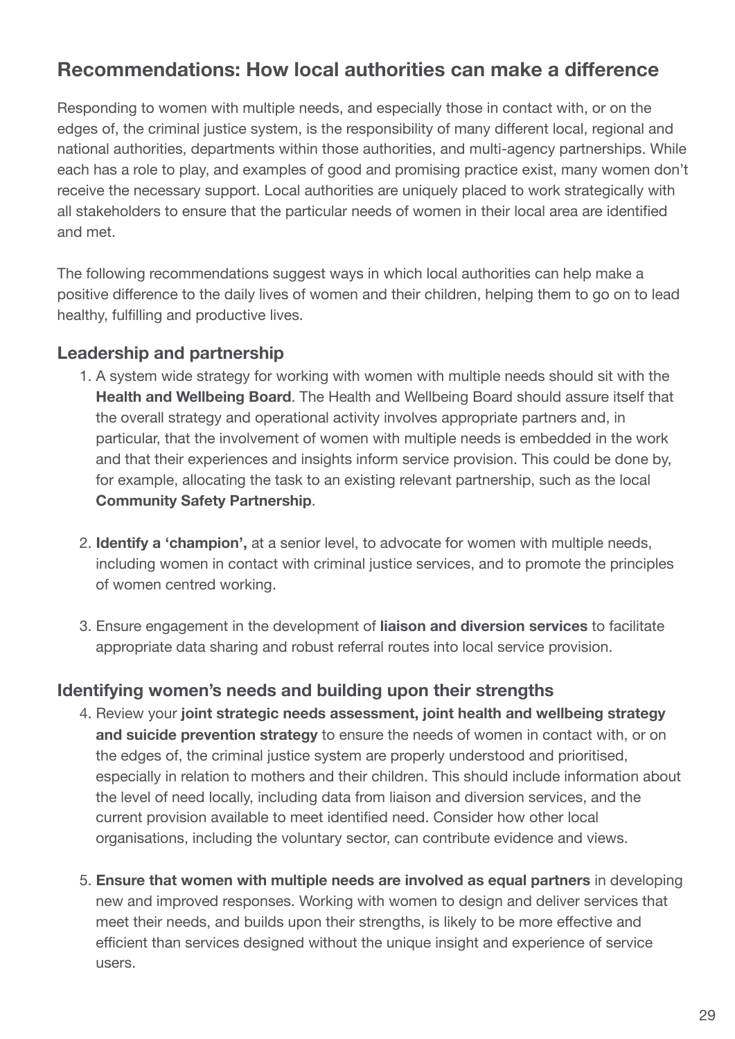## Recommendations: How local authorities can make a difference

Responding to women with multiple needs, and especially those in contact with, or on the edges of, the criminal justice system, is the responsibility of many different local, regional and national authorities, departments within those authorities, and multi-agency partnerships. While each has a role to play, and examples of good and promising practice exist, many women don't receive the necessary support. Local authorities are uniquely placed to work strategically with all stakeholders to ensure that the particular needs of women in their local area are identified and met.

The following recommendations suggest ways in which local authorities can help make a positive difference to the daily lives of women and their children, helping them to go on to lead healthy, fulfilling and productive lives.

### Leadership and partnership

1. A system wide strategy for working with women with multiple needs should sit with the **Health and Wellbeing Board**. The Health and Wellbeing Board should assure itself that the overall strategy and operational activity involves appropriate partners and, in particular, that the involvement of women with multiple needs is embedded in the work and that their experiences and insights inform service provision. This could be done by, for example, allocating the task to an existing relevant partnership, such as the local **Community Safety Partnership**.

2. **Identify a 'champion',** at a senior level, to advocate for women with multiple needs, including women in contact with criminal justice services, and to promote the principles of women centred working.

3. Ensure engagement in the development of **liaison and diversion services** to facilitate appropriate data sharing and robust referral routes into local service provision.

### Identifying women's needs and building upon their strengths

4. Review your **joint strategic needs assessment, joint health and wellbeing strategy and suicide prevention strategy** to ensure the needs of women in contact with, or on the edges of, the criminal justice system are properly understood and prioritised, especially in relation to mothers and their children. This should include information about the level of need locally, including data from liaison and diversion services, and the current provision available to meet identified need. Consider how other local organisations, including the voluntary sector, can contribute evidence and views.

5. **Ensure that women with multiple needs are involved as equal partners** in developing new and improved responses. Working with women to design and deliver services that meet their needs, and builds upon their strengths, is likely to be more effective and efficient than services designed without the unique insight and experience of service users.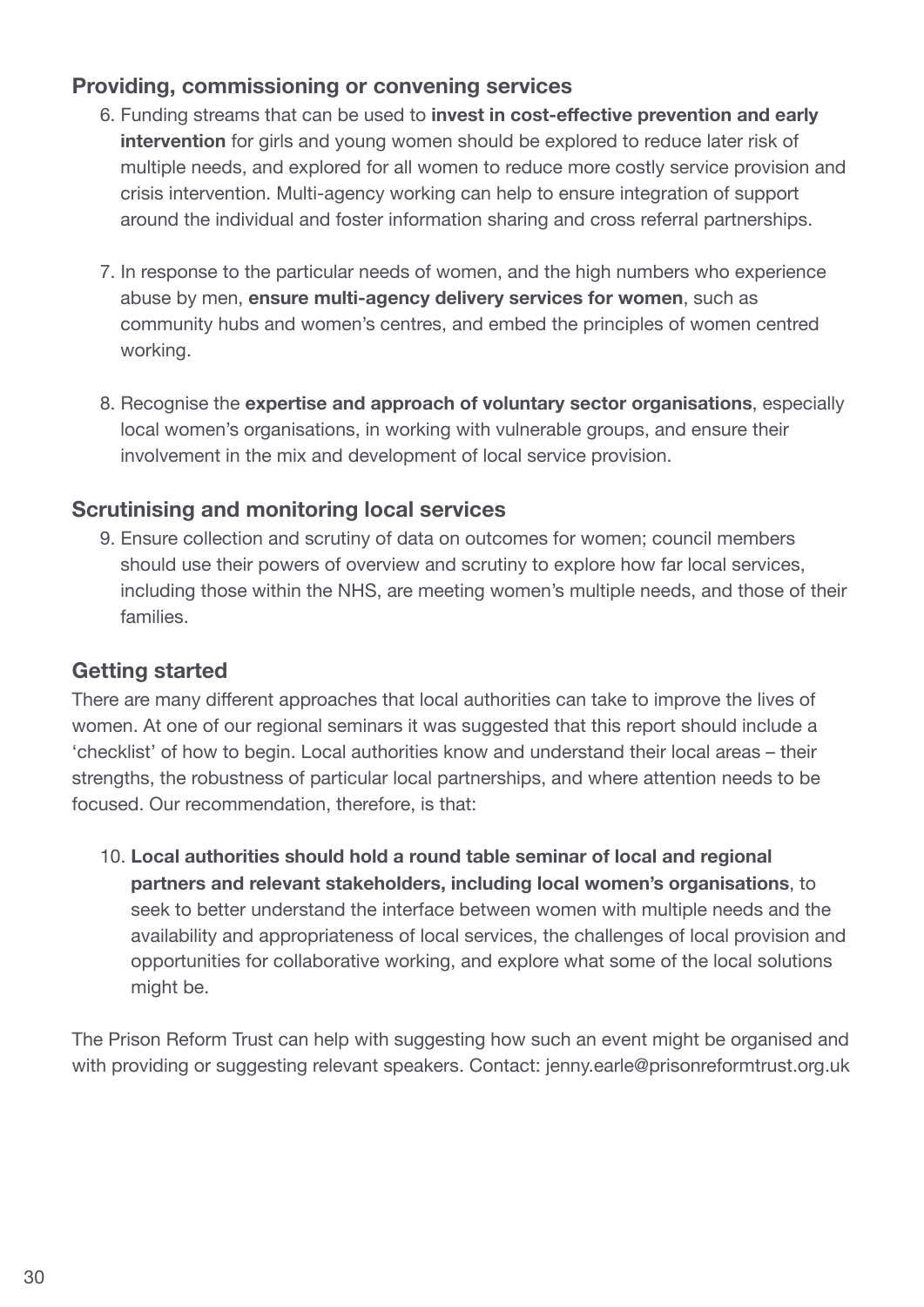### Providing, commissioning or convening services

6. Funding streams that can be used to **invest in cost-effective prevention and early intervention** for girls and young women should be explored to reduce later risk of multiple needs, and explored for all women to reduce more costly service provision and crisis intervention. Multi-agency working can help to ensure integration of support around the individual and foster information sharing and cross referral partnerships.

7. In response to the particular needs of women, and the high numbers who experience abuse by men, **ensure multi-agency delivery services for women**, such as community hubs and women's centres, and embed the principles of women centred working.

8. Recognise the **expertise and approach of voluntary sector organisations**, especially local women's organisations, in working with vulnerable groups, and ensure their involvement in the mix and development of local service provision.

### Scrutinising and monitoring local services

9. Ensure collection and scrutiny of data on outcomes for women; council members should use their powers of overview and scrutiny to explore how far local services, including those within the NHS, are meeting women's multiple needs, and those of their families.

### Getting started

There are many different approaches that local authorities can take to improve the lives of women. At one of our regional seminars it was suggested that this report should include a 'checklist' of how to begin. Local authorities know and understand their local areas – their strengths, the robustness of particular local partnerships, and where attention needs to be focused. Our recommendation, therefore, is that:

10. **Local authorities should hold a round table seminar of local and regional partners and relevant stakeholders, including local women's organisations**, to seek to better understand the interface between women with multiple needs and the availability and appropriateness of local services, the challenges of local provision and opportunities for collaborative working, and explore what some of the local solutions might be.

The Prison Reform Trust can help with suggesting how such an event might be organised and with providing or suggesting relevant speakers. Contact: jenny.earle@prisonreformtrust.org.uk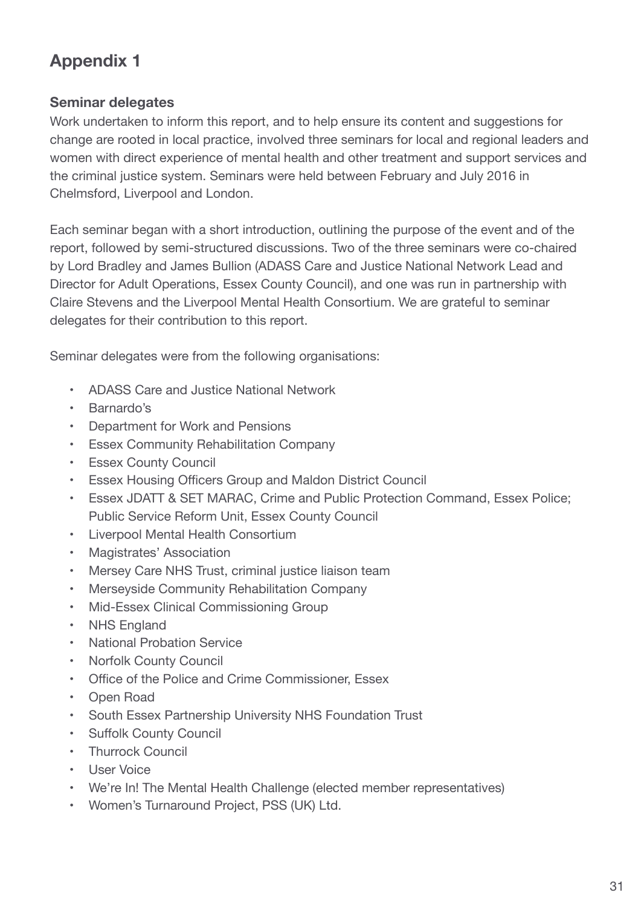## Appendix 1

### Seminar delegates

Work undertaken to inform this report, and to help ensure its content and suggestions for change are rooted in local practice, involved three seminars for local and regional leaders and women with direct experience of mental health and other treatment and support services and the criminal justice system. Seminars were held between February and July 2016 in Chelmsford, Liverpool and London.

Each seminar began with a short introduction, outlining the purpose of the event and of the report, followed by semi-structured discussions. Two of the three seminars were co-chaired by Lord Bradley and James Bullion (ADASS Care and Justice National Network Lead and Director for Adult Operations, Essex County Council), and one was run in partnership with Claire Stevens and the Liverpool Mental Health Consortium. We are grateful to seminar delegates for their contribution to this report.

Seminar delegates were from the following organisations:

- ADASS Care and Justice National Network
- Barnardo's
- Department for Work and Pensions
- Essex Community Rehabilitation Company
- Essex County Council
- Essex Housing Officers Group and Maldon District Council
- Essex JDATT & SET MARAC, Crime and Public Protection Command, Essex Police; Public Service Reform Unit, Essex County Council
- Liverpool Mental Health Consortium
- Magistrates' Association
- Mersey Care NHS Trust, criminal justice liaison team
- Merseyside Community Rehabilitation Company
- Mid-Essex Clinical Commissioning Group
- NHS England
- National Probation Service
- Norfolk County Council
- Office of the Police and Crime Commissioner, Essex
- Open Road
- South Essex Partnership University NHS Foundation Trust
- Suffolk County Council
- Thurrock Council
- User Voice
- We're In! The Mental Health Challenge (elected member representatives)
- Women's Turnaround Project, PSS (UK) Ltd.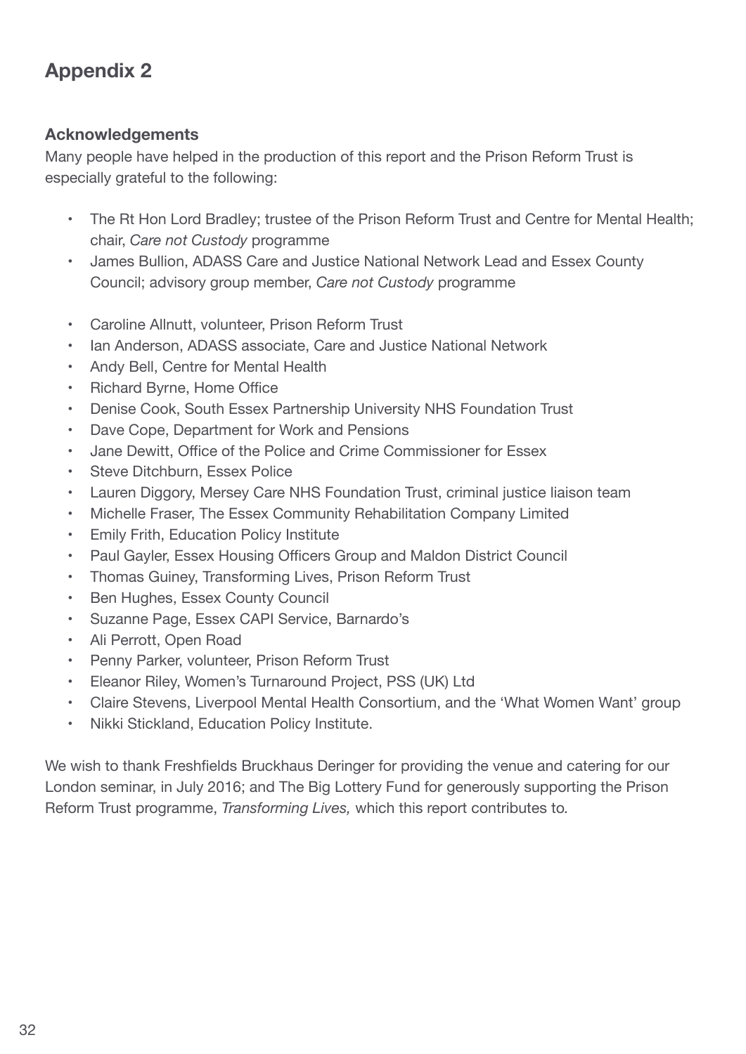# Appendix 2

### Acknowledgements

Many people have helped in the production of this report and the Prison Reform Trust is especially grateful to the following:

- The Rt Hon Lord Bradley; trustee of the Prison Reform Trust and Centre for Mental Health; chair, *Care not Custody* programme
- James Bullion, ADASS Care and Justice National Network Lead and Essex County Council; advisory group member, *Care not Custody* programme

- Caroline Allnutt, volunteer, Prison Reform Trust
- Ian Anderson, ADASS associate, Care and Justice National Network
- Andy Bell, Centre for Mental Health
- Richard Byrne, Home Office
- Denise Cook, South Essex Partnership University NHS Foundation Trust
- Dave Cope, Department for Work and Pensions
- Jane Dewitt, Office of the Police and Crime Commissioner for Essex
- Steve Ditchburn, Essex Police
- Lauren Diggory, Mersey Care NHS Foundation Trust, criminal justice liaison team
- Michelle Fraser, The Essex Community Rehabilitation Company Limited
- Emily Frith, Education Policy Institute
- Paul Gayler, Essex Housing Officers Group and Maldon District Council
- Thomas Guiney, Transforming Lives, Prison Reform Trust
- Ben Hughes, Essex County Council
- Suzanne Page, Essex CAPI Service, Barnardo's
- Ali Perrott, Open Road
- Penny Parker, volunteer, Prison Reform Trust
- Eleanor Riley, Women's Turnaround Project, PSS (UK) Ltd
- Claire Stevens, Liverpool Mental Health Consortium, and the 'What Women Want' group
- Nikki Stickland, Education Policy Institute.

We wish to thank Freshfields Bruckhaus Deringer for providing the venue and catering for our London seminar, in July 2016; and The Big Lottery Fund for generously supporting the Prison Reform Trust programme, *Transforming Lives,* which this report contributes to.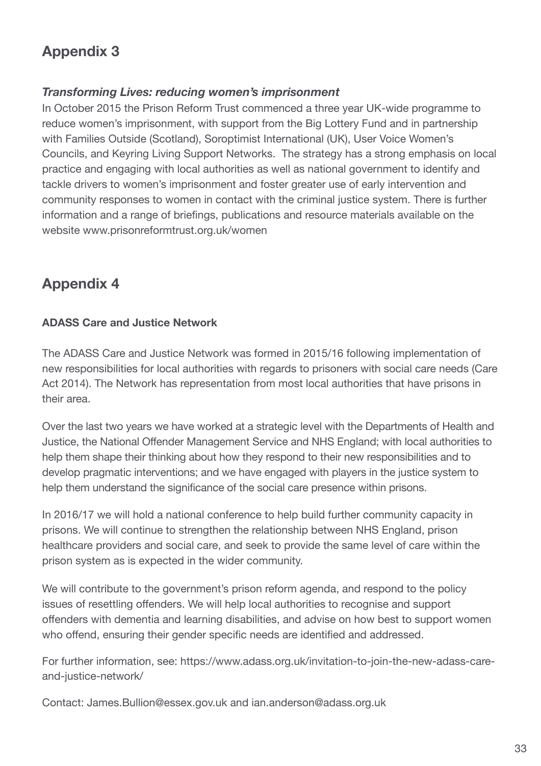## Appendix 3

### *Transforming Lives: reducing women's imprisonment*

In October 2015 the Prison Reform Trust commenced a three year UK-wide programme to reduce women's imprisonment, with support from the Big Lottery Fund and in partnership with Families Outside (Scotland), Soroptimist International (UK), User Voice Women's Councils, and Keyring Living Support Networks. The strategy has a strong emphasis on local practice and engaging with local authorities as well as national government to identify and tackle drivers to women's imprisonment and foster greater use of early intervention and community responses to women in contact with the criminal justice system. There is further information and a range of briefings, publications and resource materials available on the website www.prisonreformtrust.org.uk/women

## Appendix 4

**ADASS Care and Justice Network**

The ADASS Care and Justice Network was formed in 2015/16 following implementation of new responsibilities for local authorities with regards to prisoners with social care needs (Care Act 2014). The Network has representation from most local authorities that have prisons in their area.

Over the last two years we have worked at a strategic level with the Departments of Health and Justice, the National Offender Management Service and NHS England; with local authorities to help them shape their thinking about how they respond to their new responsibilities and to develop pragmatic interventions; and we have engaged with players in the justice system to help them understand the significance of the social care presence within prisons.

In 2016/17 we will hold a national conference to help build further community capacity in prisons. We will continue to strengthen the relationship between NHS England, prison healthcare providers and social care, and seek to provide the same level of care within the prison system as is expected in the wider community.

We will contribute to the government's prison reform agenda, and respond to the policy issues of resettling offenders. We will help local authorities to recognise and support offenders with dementia and learning disabilities, and advise on how best to support women who offend, ensuring their gender specific needs are identified and addressed.

For further information, see: https://www.adass.org.uk/invitation-to-join-the-new-adass-care-and-justice-network/

Contact: James.Bullion@essex.gov.uk and ian.anderson@adass.org.uk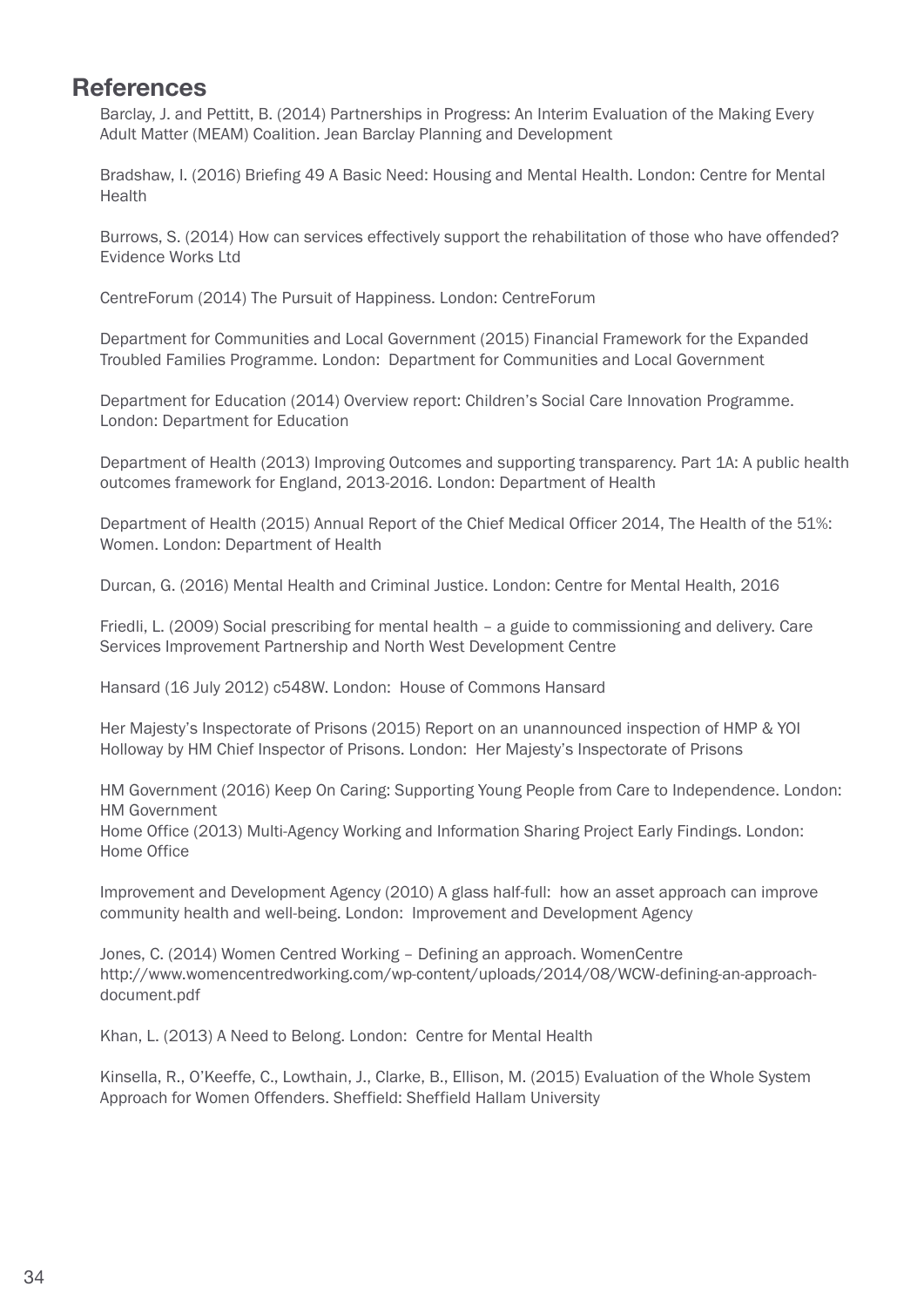## References

Barclay, J. and Pettitt, B. (2014) Partnerships in Progress: An Interim Evaluation of the Making Every Adult Matter (MEAM) Coalition. Jean Barclay Planning and Development

Bradshaw, I. (2016) Briefing 49 A Basic Need: Housing and Mental Health. London: Centre for Mental Health

Burrows, S. (2014) How can services effectively support the rehabilitation of those who have offended? Evidence Works Ltd

CentreForum (2014) The Pursuit of Happiness. London: CentreForum

Department for Communities and Local Government (2015) Financial Framework for the Expanded Troubled Families Programme. London: Department for Communities and Local Government

Department for Education (2014) Overview report: Children's Social Care Innovation Programme. London: Department for Education

Department of Health (2013) Improving Outcomes and supporting transparency. Part 1A: A public health outcomes framework for England, 2013-2016. London: Department of Health

Department of Health (2015) Annual Report of the Chief Medical Officer 2014, The Health of the 51%: Women. London: Department of Health

Durcan, G. (2016) Mental Health and Criminal Justice. London: Centre for Mental Health, 2016

Friedli, L. (2009) Social prescribing for mental health – a guide to commissioning and delivery. Care Services Improvement Partnership and North West Development Centre

Hansard (16 July 2012) c548W. London: House of Commons Hansard

Her Majesty's Inspectorate of Prisons (2015) Report on an unannounced inspection of HMP & YOI Holloway by HM Chief Inspector of Prisons. London: Her Majesty's Inspectorate of Prisons

HM Government (2016) Keep On Caring: Supporting Young People from Care to Independence. London: HM Government

Home Office (2013) Multi-Agency Working and Information Sharing Project Early Findings. London: Home Office

Improvement and Development Agency (2010) A glass half-full: how an asset approach can improve community health and well-being. London: Improvement and Development Agency

Jones, C. (2014) Women Centred Working – Defining an approach. WomenCentre http://www.womencentredworking.com/wp-content/uploads/2014/08/WCW-defining-an-approach-document.pdf

Khan, L. (2013) A Need to Belong. London: Centre for Mental Health

Kinsella, R., O'Keeffe, C., Lowthain, J., Clarke, B., Ellison, M. (2015) Evaluation of the Whole System Approach for Women Offenders. Sheffield: Sheffield Hallam University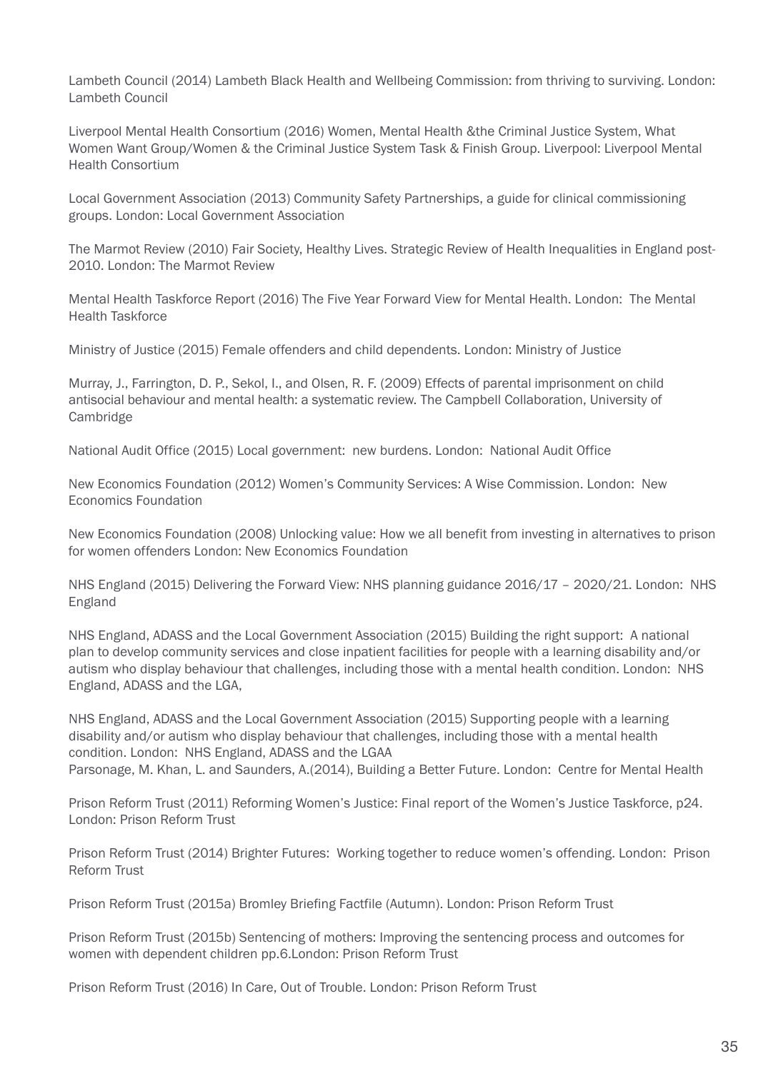Lambeth Council (2014) Lambeth Black Health and Wellbeing Commission: from thriving to surviving. London: Lambeth Council

Liverpool Mental Health Consortium (2016) Women, Mental Health &the Criminal Justice System, What Women Want Group/Women & the Criminal Justice System Task & Finish Group. Liverpool: Liverpool Mental Health Consortium

Local Government Association (2013) Community Safety Partnerships, a guide for clinical commissioning groups. London: Local Government Association

The Marmot Review (2010) Fair Society, Healthy Lives. Strategic Review of Health Inequalities in England post-2010. London: The Marmot Review

Mental Health Taskforce Report (2016) The Five Year Forward View for Mental Health. London: The Mental Health Taskforce

Ministry of Justice (2015) Female offenders and child dependents. London: Ministry of Justice

Murray, J., Farrington, D. P., Sekol, I., and Olsen, R. F. (2009) Effects of parental imprisonment on child antisocial behaviour and mental health: a systematic review. The Campbell Collaboration, University of Cambridge

National Audit Office (2015) Local government: new burdens. London: National Audit Office

New Economics Foundation (2012) Women's Community Services: A Wise Commission. London: New Economics Foundation

New Economics Foundation (2008) Unlocking value: How we all benefit from investing in alternatives to prison for women offenders London: New Economics Foundation

NHS England (2015) Delivering the Forward View: NHS planning guidance 2016/17 – 2020/21. London: NHS England

NHS England, ADASS and the Local Government Association (2015) Building the right support: A national plan to develop community services and close inpatient facilities for people with a learning disability and/or autism who display behaviour that challenges, including those with a mental health condition. London: NHS England, ADASS and the LGA,

NHS England, ADASS and the Local Government Association (2015) Supporting people with a learning disability and/or autism who display behaviour that challenges, including those with a mental health condition. London: NHS England, ADASS and the LGAA
Parsonage, M. Khan, L. and Saunders, A.(2014), Building a Better Future. London: Centre for Mental Health

Prison Reform Trust (2011) Reforming Women's Justice: Final report of the Women's Justice Taskforce, p24. London: Prison Reform Trust

Prison Reform Trust (2014) Brighter Futures: Working together to reduce women's offending. London: Prison Reform Trust

Prison Reform Trust (2015a) Bromley Briefing Factfile (Autumn). London: Prison Reform Trust

Prison Reform Trust (2015b) Sentencing of mothers: Improving the sentencing process and outcomes for women with dependent children pp.6.London: Prison Reform Trust

Prison Reform Trust (2016) In Care, Out of Trouble. London: Prison Reform Trust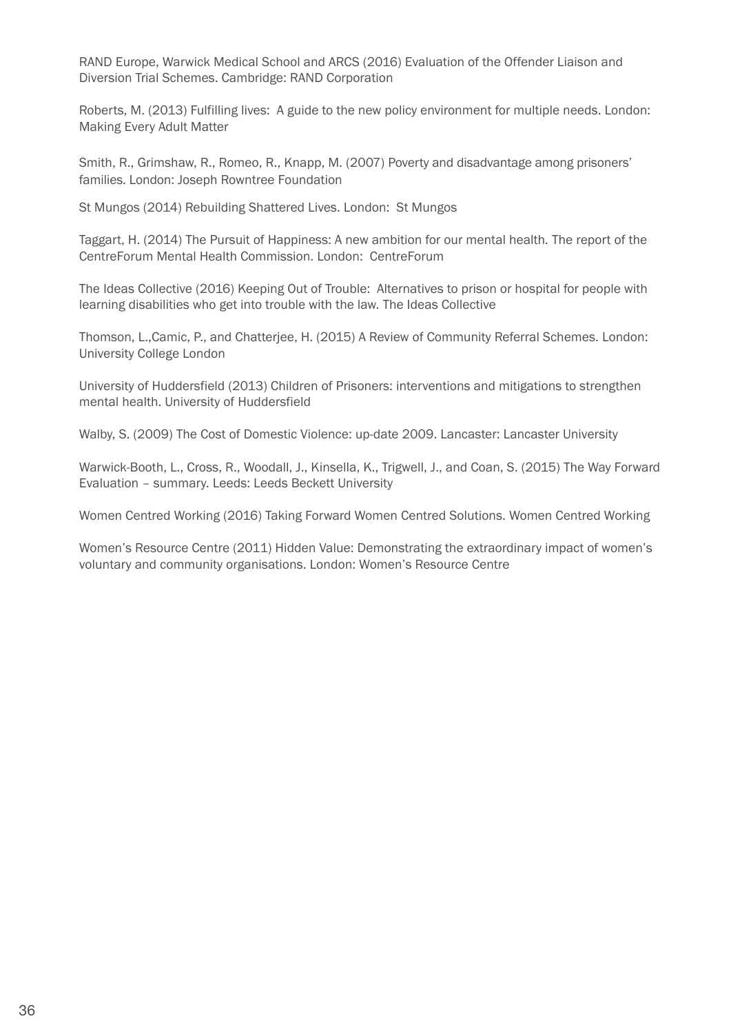RAND Europe, Warwick Medical School and ARCS (2016) Evaluation of the Offender Liaison and Diversion Trial Schemes. Cambridge: RAND Corporation

Roberts, M. (2013) Fulfilling lives: A guide to the new policy environment for multiple needs. London: Making Every Adult Matter

Smith, R., Grimshaw, R., Romeo, R., Knapp, M. (2007) Poverty and disadvantage among prisoners' families. London: Joseph Rowntree Foundation

St Mungos (2014) Rebuilding Shattered Lives. London: St Mungos

Taggart, H. (2014) The Pursuit of Happiness: A new ambition for our mental health. The report of the CentreForum Mental Health Commission. London: CentreForum

The Ideas Collective (2016) Keeping Out of Trouble: Alternatives to prison or hospital for people with learning disabilities who get into trouble with the law. The Ideas Collective

Thomson, L.,Camic, P., and Chatterjee, H. (2015) A Review of Community Referral Schemes. London: University College London

University of Huddersfield (2013) Children of Prisoners: interventions and mitigations to strengthen mental health. University of Huddersfield

Walby, S. (2009) The Cost of Domestic Violence: up-date 2009. Lancaster: Lancaster University

Warwick-Booth, L., Cross, R., Woodall, J., Kinsella, K., Trigwell, J., and Coan, S. (2015) The Way Forward Evaluation – summary. Leeds: Leeds Beckett University

Women Centred Working (2016) Taking Forward Women Centred Solutions. Women Centred Working

Women's Resource Centre (2011) Hidden Value: Demonstrating the extraordinary impact of women's voluntary and community organisations. London: Women's Resource Centre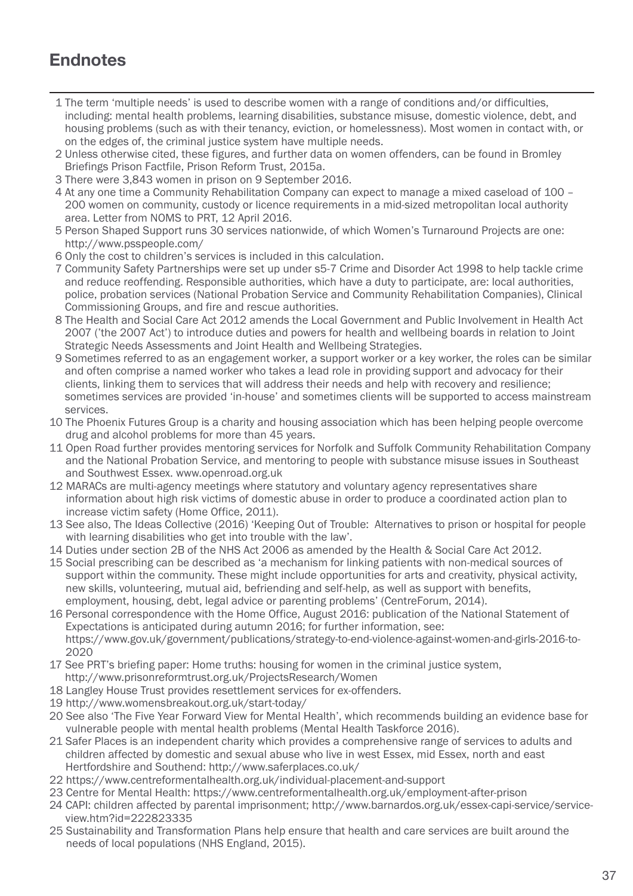## Endnotes

1. The term 'multiple needs' is used to describe women with a range of conditions and/or difficulties, including: mental health problems, learning disabilities, substance misuse, domestic violence, debt, and housing problems (such as with their tenancy, eviction, or homelessness). Most women in contact with, or on the edges of, the criminal justice system have multiple needs.
2. Unless otherwise cited, these figures, and further data on women offenders, can be found in Bromley Briefings Prison Factfile, Prison Reform Trust, 2015a.
3. There were 3,843 women in prison on 9 September 2016.
4. At any one time a Community Rehabilitation Company can expect to manage a mixed caseload of 100 – 200 women on community, custody or licence requirements in a mid-sized metropolitan local authority area. Letter from NOMS to PRT, 12 April 2016.
5. Person Shaped Support runs 30 services nationwide, of which Women's Turnaround Projects are one: http://www.psspeople.com/
6. Only the cost to children's services is included in this calculation.
7. Community Safety Partnerships were set up under s5-7 Crime and Disorder Act 1998 to help tackle crime and reduce reoffending. Responsible authorities, which have a duty to participate, are: local authorities, police, probation services (National Probation Service and Community Rehabilitation Companies), Clinical Commissioning Groups, and fire and rescue authorities.
8. The Health and Social Care Act 2012 amends the Local Government and Public Involvement in Health Act 2007 ('the 2007 Act') to introduce duties and powers for health and wellbeing boards in relation to Joint Strategic Needs Assessments and Joint Health and Wellbeing Strategies.
9. Sometimes referred to as an engagement worker, a support worker or a key worker, the roles can be similar and often comprise a named worker who takes a lead role in providing support and advocacy for their clients, linking them to services that will address their needs and help with recovery and resilience; sometimes services are provided 'in-house' and sometimes clients will be supported to access mainstream services.
10. The Phoenix Futures Group is a charity and housing association which has been helping people overcome drug and alcohol problems for more than 45 years.
11. Open Road further provides mentoring services for Norfolk and Suffolk Community Rehabilitation Company and the National Probation Service, and mentoring to people with substance misuse issues in Southeast and Southwest Essex. www.openroad.org.uk
12. MARACs are multi-agency meetings where statutory and voluntary agency representatives share information about high risk victims of domestic abuse in order to produce a coordinated action plan to increase victim safety (Home Office, 2011).
13. See also, The Ideas Collective (2016) 'Keeping Out of Trouble: Alternatives to prison or hospital for people with learning disabilities who get into trouble with the law'.
14. Duties under section 2B of the NHS Act 2006 as amended by the Health & Social Care Act 2012.
15. Social prescribing can be described as 'a mechanism for linking patients with non-medical sources of support within the community. These might include opportunities for arts and creativity, physical activity, new skills, volunteering, mutual aid, befriending and self-help, as well as support with benefits, employment, housing, debt, legal advice or parenting problems' (CentreForum, 2014).
16. Personal correspondence with the Home Office, August 2016: publication of the National Statement of Expectations is anticipated during autumn 2016; for further information, see: https://www.gov.uk/government/publications/strategy-to-end-violence-against-women-and-girls-2016-to-2020
17. See PRT's briefing paper: Home truths: housing for women in the criminal justice system, http://www.prisonreformtrust.org.uk/ProjectsResearch/Women
18. Langley House Trust provides resettlement services for ex-offenders.
19. http://www.womensbreakout.org.uk/start-today/
20. See also 'The Five Year Forward View for Mental Health', which recommends building an evidence base for vulnerable people with mental health problems (Mental Health Taskforce 2016).
21. Safer Places is an independent charity which provides a comprehensive range of services to adults and children affected by domestic and sexual abuse who live in west Essex, mid Essex, north and east Hertfordshire and Southend: http://www.saferplaces.co.uk/
22. https://www.centreformentalhealth.org.uk/individual-placement-and-support
23. Centre for Mental Health: https://www.centreformentalhealth.org.uk/employment-after-prison
24. CAPI: children affected by parental imprisonment; http://www.barnardos.org.uk/essex-capi-service/service-view.htm?id=222823335
25. Sustainability and Transformation Plans help ensure that health and care services are built around the needs of local populations (NHS England, 2015).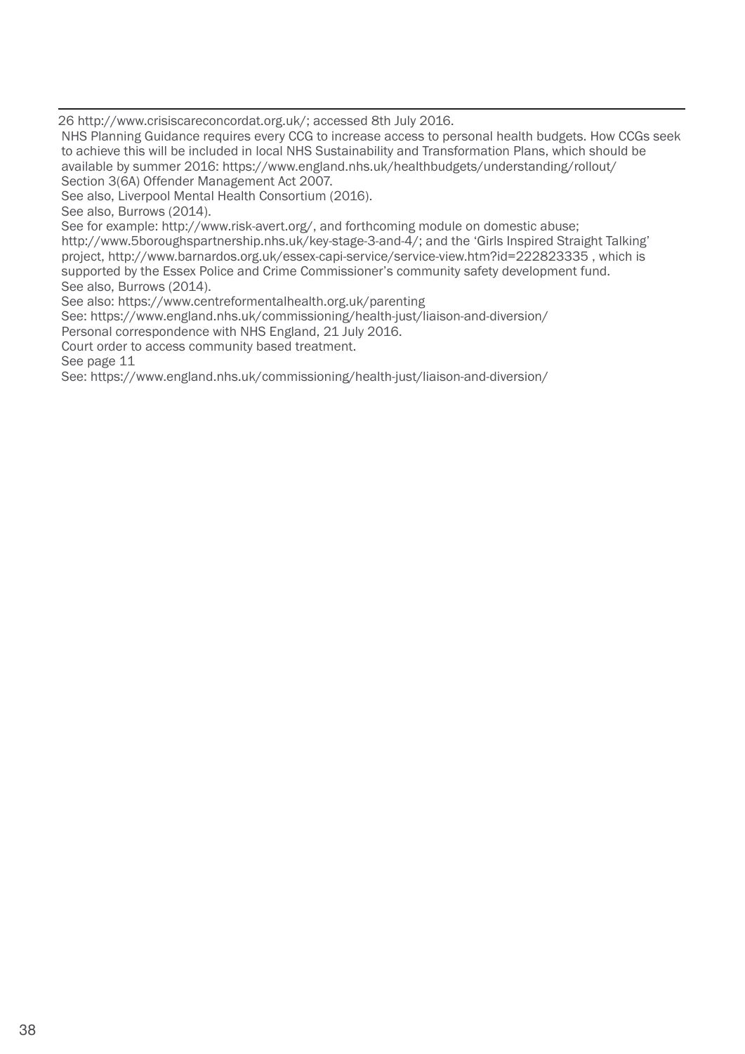26 http://www.crisiscareconcordat.org.uk/; accessed 8th July 2016.
NHS Planning Guidance requires every CCG to increase access to personal health budgets. How CCGs seek to achieve this will be included in local NHS Sustainability and Transformation Plans, which should be available by summer 2016: https://www.england.nhs.uk/healthbudgets/understanding/rollout/
Section 3(6A) Offender Management Act 2007.
See also, Liverpool Mental Health Consortium (2016).
See also, Burrows (2014).
See for example: http://www.risk-avert.org/, and forthcoming module on domestic abuse; http://www.5boroughspartnership.nhs.uk/key-stage-3-and-4/; and the 'Girls Inspired Straight Talking' project, http://www.barnardos.org.uk/essex-capi-service/service-view.htm?id=222823335 , which is supported by the Essex Police and Crime Commissioner's community safety development fund.
See also, Burrows (2014).
See also: https://www.centreformentalhealth.org.uk/parenting
See: https://www.england.nhs.uk/commissioning/health-just/liaison-and-diversion/
Personal correspondence with NHS England, 21 July 2016.
Court order to access community based treatment.
See page 11
See: https://www.england.nhs.uk/commissioning/health-just/liaison-and-diversion/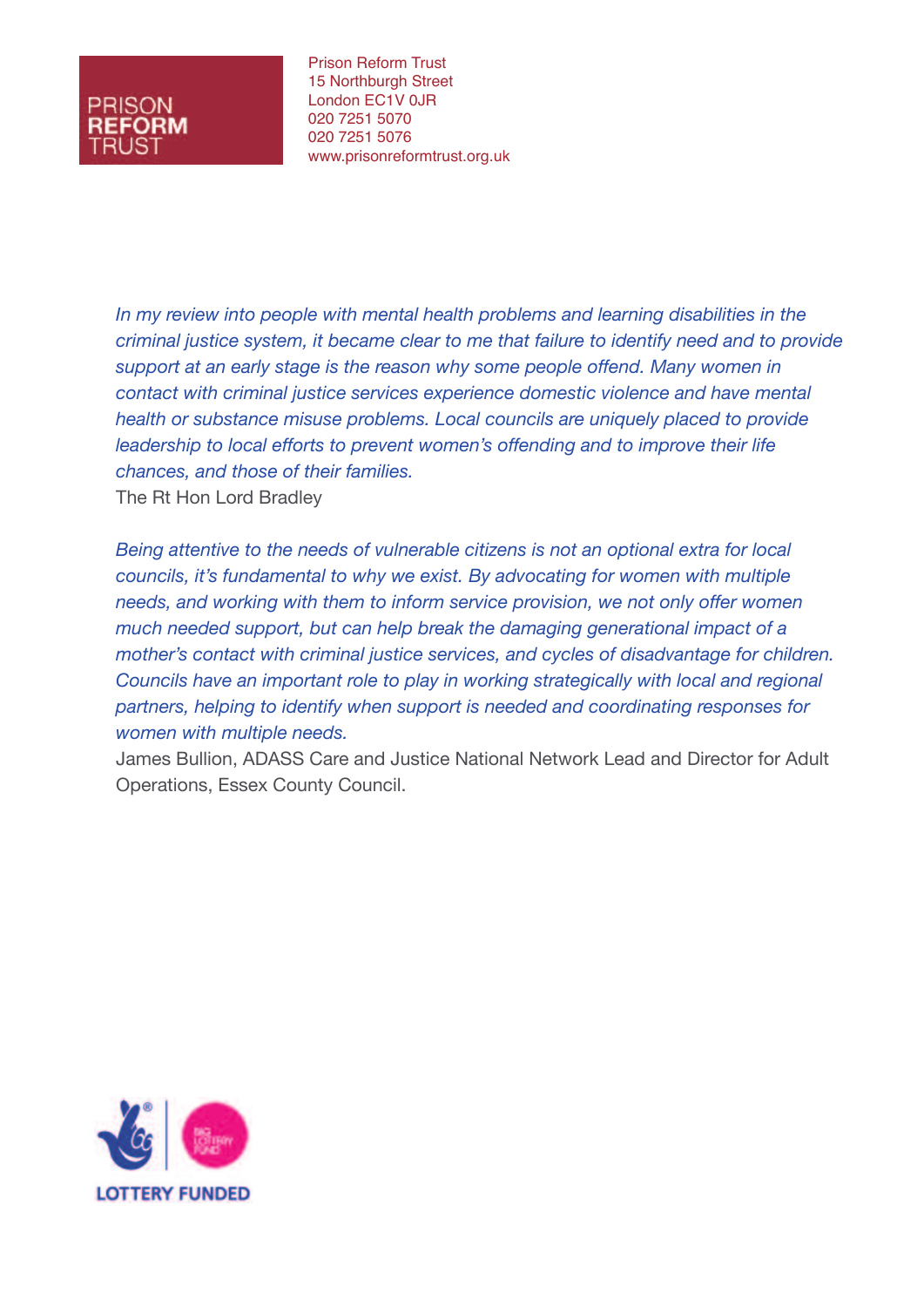PRISON REFORM TRUST

Prison Reform Trust
15 Northburgh Street
London EC1V 0JR
020 7251 5070
020 7251 5076
www.prisonreformtrust.org.uk

*In my review into people with mental health problems and learning disabilities in the criminal justice system, it became clear to me that failure to identify need and to provide support at an early stage is the reason why some people offend. Many women in contact with criminal justice services experience domestic violence and have mental health or substance misuse problems. Local councils are uniquely placed to provide leadership to local efforts to prevent women's offending and to improve their life chances, and those of their families.*
The Rt Hon Lord Bradley

*Being attentive to the needs of vulnerable citizens is not an optional extra for local councils, it's fundamental to why we exist. By advocating for women with multiple needs, and working with them to inform service provision, we not only offer women much needed support, but can help break the damaging generational impact of a mother's contact with criminal justice services, and cycles of disadvantage for children. Councils have an important role to play in working strategically with local and regional partners, helping to identify when support is needed and coordinating responses for women with multiple needs.*
James Bullion, ADASS Care and Justice National Network Lead and Director for Adult Operations, Essex County Council.

LOTTERY FUNDED